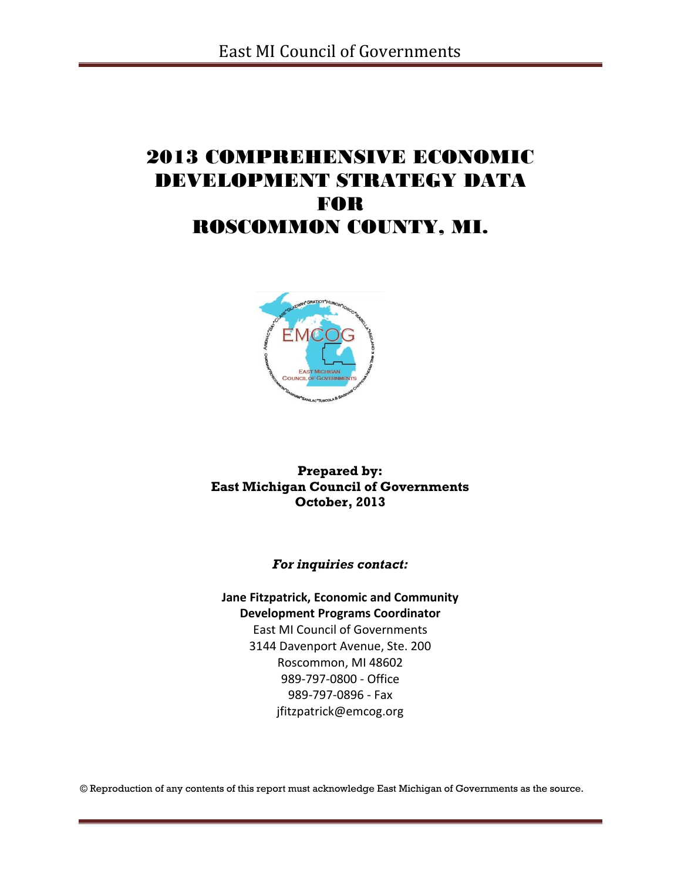# 2013 COMPREHENSIVE ECONOMIC DEVELOPMENT STRATEGY DATA FOR ROSCOMMON COUNTY, MI.

**Prepared by:**
**East Michigan Council of Governments**
**October, 2013**

***For inquiries contact:***

**Jane Fitzpatrick, Economic and Community Development Programs Coordinator**
East MI Council of Governments
3144 Davenport Avenue, Ste. 200
Roscommon, MI 48602
989-797-0800 - Office
989-797-0896 - Fax
jfitzpatrick@emcog.org

© Reproduction of any contents of this report must acknowledge East Michigan of Governments as the source.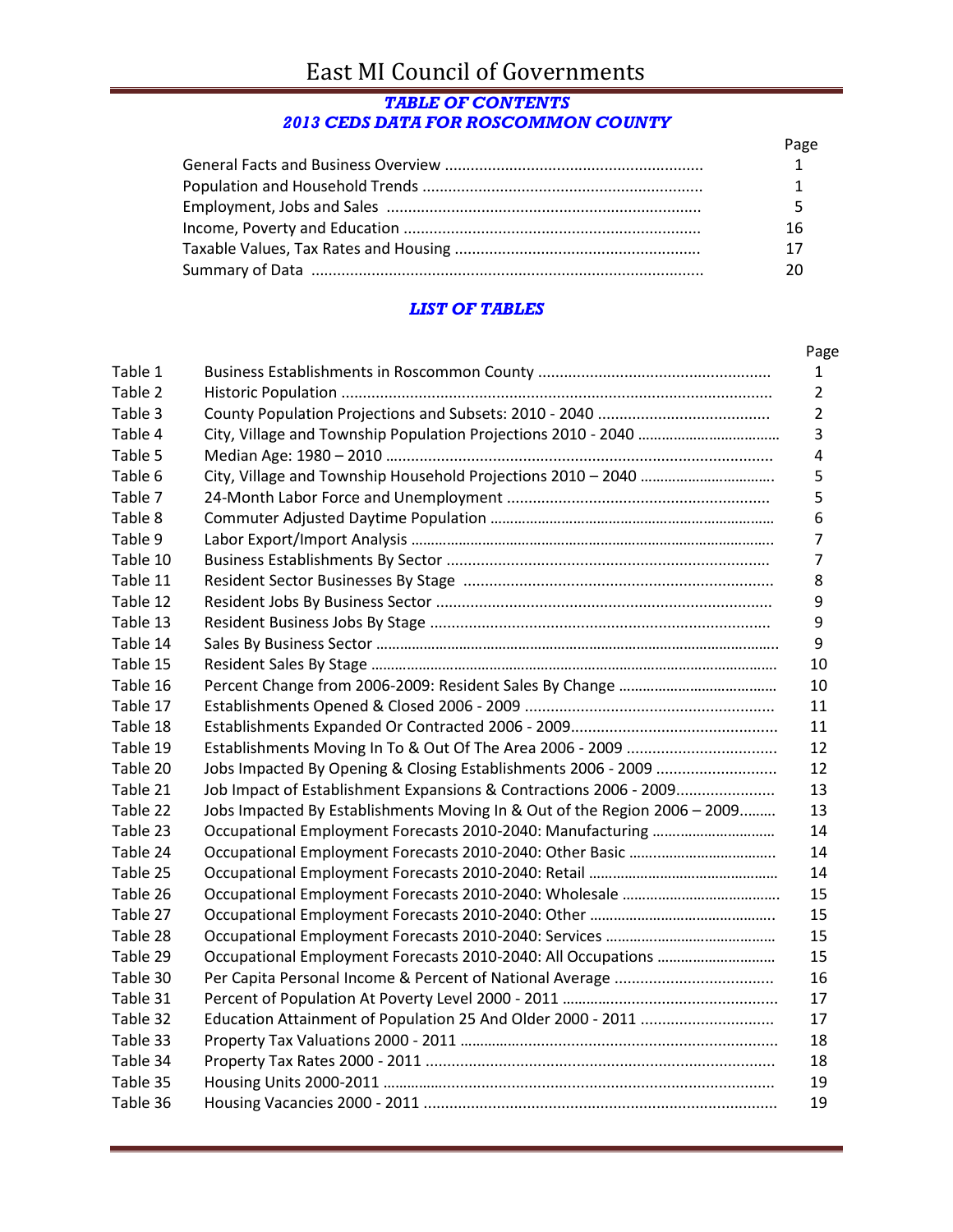# East MI Council of Governments

## *TABLE OF CONTENTS*
## *2013 CEDS DATA FOR ROSCOMMON COUNTY*

| | Page |
|---|---|
| General Facts and Business Overview | 1 |
| Population and Household Trends | 1 |
| Employment, Jobs and Sales | 5 |
| Income, Poverty and Education | 16 |
| Taxable Values, Tax Rates and Housing | 17 |
| Summary of Data | 20 |

## *LIST OF TABLES*

| | | Page |
|---|---|---|
| Table 1 | Business Establishments in Roscommon County | 1 |
| Table 2 | Historic Population | 2 |
| Table 3 | County Population Projections and Subsets: 2010 - 2040 | 2 |
| Table 4 | City, Village and Township Population Projections 2010 - 2040 | 3 |
| Table 5 | Median Age: 1980 – 2010 | 4 |
| Table 6 | City, Village and Township Household Projections 2010 – 2040 | 5 |
| Table 7 | 24-Month Labor Force and Unemployment | 5 |
| Table 8 | Commuter Adjusted Daytime Population | 6 |
| Table 9 | Labor Export/Import Analysis | 7 |
| Table 10 | Business Establishments By Sector | 7 |
| Table 11 | Resident Sector Businesses By Stage | 8 |
| Table 12 | Resident Jobs By Business Sector | 9 |
| Table 13 | Resident Business Jobs By Stage | 9 |
| Table 14 | Sales By Business Sector | 9 |
| Table 15 | Resident Sales By Stage | 10 |
| Table 16 | Percent Change from 2006-2009: Resident Sales By Change | 10 |
| Table 17 | Establishments Opened & Closed 2006 - 2009 | 11 |
| Table 18 | Establishments Expanded Or Contracted 2006 - 2009 | 11 |
| Table 19 | Establishments Moving In To & Out Of The Area 2006 - 2009 | 12 |
| Table 20 | Jobs Impacted By Opening & Closing Establishments 2006 - 2009 | 12 |
| Table 21 | Job Impact of Establishment Expansions & Contractions 2006 - 2009 | 13 |
| Table 22 | Jobs Impacted By Establishments Moving In & Out of the Region 2006 – 2009 | 13 |
| Table 23 | Occupational Employment Forecasts 2010-2040: Manufacturing | 14 |
| Table 24 | Occupational Employment Forecasts 2010-2040: Other Basic | 14 |
| Table 25 | Occupational Employment Forecasts 2010-2040: Retail | 14 |
| Table 26 | Occupational Employment Forecasts 2010-2040: Wholesale | 15 |
| Table 27 | Occupational Employment Forecasts 2010-2040: Other | 15 |
| Table 28 | Occupational Employment Forecasts 2010-2040: Services | 15 |
| Table 29 | Occupational Employment Forecasts 2010-2040: All Occupations | 15 |
| Table 30 | Per Capita Personal Income & Percent of National Average | 16 |
| Table 31 | Percent of Population At Poverty Level 2000 - 2011 | 17 |
| Table 32 | Education Attainment of Population 25 And Older 2000 - 2011 | 17 |
| Table 33 | Property Tax Valuations 2000 - 2011 | 18 |
| Table 34 | Property Tax Rates 2000 - 2011 | 18 |
| Table 35 | Housing Units 2000-2011 | 19 |
| Table 36 | Housing Vacancies 2000 - 2011 | 19 |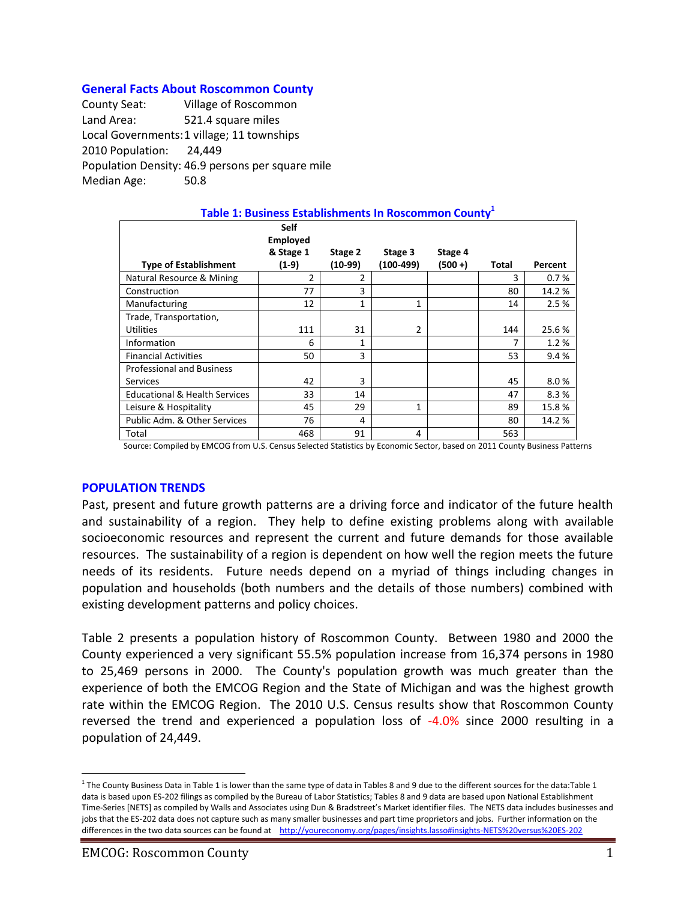### General Facts About Roscommon County

County Seat: Village of Roscommon
Land Area: 521.4 square miles
Local Governments: 1 village; 11 townships
2010 Population: 24,449
Population Density: 46.9 persons per square mile
Median Age: 50.8

**Table 1: Business Establishments In Roscommon County**[1]

| Type of Establishment | Self Employed & Stage 1 (1-9) | Stage 2 (10-99) | Stage 3 (100-499) | Stage 4 (500 +) | Total | Percent |
|---|---|---|---|---|---|---|
| Natural Resource & Mining | 2 | 2 | | | 3 | 0.7 % |
| Construction | 77 | 3 | | | 80 | 14.2 % |
| Manufacturing | 12 | 1 | 1 | | 14 | 2.5 % |
| Trade, Transportation, Utilities | 111 | 31 | 2 | | 144 | 25.6 % |
| Information | 6 | 1 | | | 7 | 1.2 % |
| Financial Activities | 50 | 3 | | | 53 | 9.4 % |
| Professional and Business Services | 42 | 3 | | | 45 | 8.0 % |
| Educational & Health Services | 33 | 14 | | | 47 | 8.3 % |
| Leisure & Hospitality | 45 | 29 | 1 | | 89 | 15.8 % |
| Public Adm. & Other Services | 76 | 4 | | | 80 | 14.2 % |
| Total | 468 | 91 | 4 | | 563 | |

Source: Compiled by EMCOG from U.S. Census Selected Statistics by Economic Sector, based on 2011 County Business Patterns

### POPULATION TRENDS

Past, present and future growth patterns are a driving force and indicator of the future health and sustainability of a region. They help to define existing problems along with available socioeconomic resources and represent the current and future demands for those available resources. The sustainability of a region is dependent on how well the region meets the future needs of its residents. Future needs depend on a myriad of things including changes in population and households (both numbers and the details of those numbers) combined with existing development patterns and policy choices.

Table 2 presents a population history of Roscommon County. Between 1980 and 2000 the County experienced a very significant 55.5% population increase from 16,374 persons in 1980 to 25,469 persons in 2000. The County's population growth was much greater than the experience of both the EMCOG Region and the State of Michigan and was the highest growth rate within the EMCOG Region. The 2010 U.S. Census results show that Roscommon County reversed the trend and experienced a population loss of -4.0% since 2000 resulting in a population of 24,449.

---

[1] The County Business Data in Table 1 is lower than the same type of data in Tables 8 and 9 due to the different sources for the data:Table 1 data is based upon ES-202 filings as compiled by the Bureau of Labor Statistics; Tables 8 and 9 data are based upon National Establishment Time-Series [NETS] as compiled by Walls and Associates using Dun & Bradstreet's Market identifier files. The NETS data includes businesses and jobs that the ES-202 data does not capture such as many smaller businesses and part time proprietors and jobs. Further information on the differences in the two data sources can be found at http://youreconomy.org/pages/insights.lasso#insights-NETS%20versus%20ES-202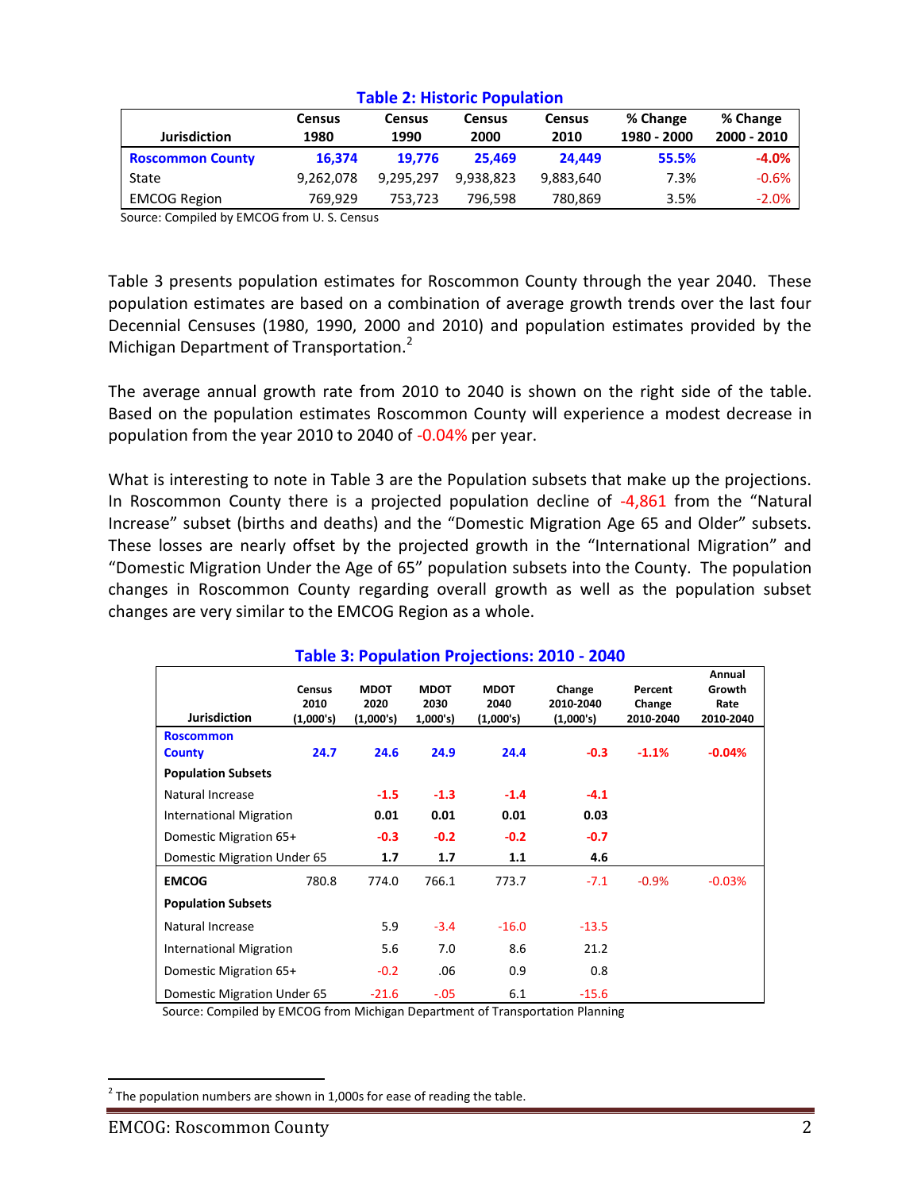**Table 2: Historic Population**

| Jurisdiction | Census 1980 | Census 1990 | Census 2000 | Census 2010 | % Change 1980 - 2000 | % Change 2000 - 2010 |
|---|---|---|---|---|---|---|
| **Roscommon County** | **16,374** | **19,776** | **25,469** | **24,449** | **55.5%** | **-4.0%** |
| State | 9,262,078 | 9,295,297 | 9,938,823 | 9,883,640 | 7.3% | -0.6% |
| EMCOG Region | 769,929 | 753,723 | 796,598 | 780,869 | 3.5% | -2.0% |

Source: Compiled by EMCOG from U. S. Census

Table 3 presents population estimates for Roscommon County through the year 2040. These population estimates are based on a combination of average growth trends over the last four Decennial Censuses (1980, 1990, 2000 and 2010) and population estimates provided by the Michigan Department of Transportation.[2]

The average annual growth rate from 2010 to 2040 is shown on the right side of the table. Based on the population estimates Roscommon County will experience a modest decrease in population from the year 2010 to 2040 of -0.04% per year.

What is interesting to note in Table 3 are the Population subsets that make up the projections. In Roscommon County there is a projected population decline of -4,861 from the "Natural Increase" subset (births and deaths) and the "Domestic Migration Age 65 and Older" subsets. These losses are nearly offset by the projected growth in the "International Migration" and "Domestic Migration Under the Age of 65" population subsets into the County. The population changes in Roscommon County regarding overall growth as well as the population subset changes are very similar to the EMCOG Region as a whole.

**Table 3: Population Projections: 2010 - 2040**

| Jurisdiction | Census 2010 (1,000's) | MDOT 2020 (1,000's) | MDOT 2030 1,000's) | MDOT 2040 (1,000's) | Change 2010-2040 (1,000's) | Percent Change 2010-2040 | Annual Growth Rate 2010-2040 |
|---|---|---|---|---|---|---|---|
| **Roscommon County** | **24.7** | **24.6** | **24.9** | **24.4** | **-0.3** | **-1.1%** | **-0.04%** |
| **Population Subsets** | | | | | | | |
| Natural Increase | | **-1.5** | **-1.3** | **-1.4** | **-4.1** | | |
| International Migration | | **0.01** | **0.01** | **0.01** | **0.03** | | |
| Domestic Migration 65+ | | **-0.3** | **-0.2** | **-0.2** | **-0.7** | | |
| Domestic Migration Under 65 | | **1.7** | **1.7** | **1.1** | **4.6** | | |
| **EMCOG** | 780.8 | 774.0 | 766.1 | 773.7 | -7.1 | -0.9% | -0.03% |
| **Population Subsets** | | | | | | | |
| Natural Increase | | 5.9 | -3.4 | -16.0 | -13.5 | | |
| International Migration | | 5.6 | 7.0 | 8.6 | 21.2 | | |
| Domestic Migration 65+ | | -0.2 | .06 | 0.9 | 0.8 | | |
| Domestic Migration Under 65 | | -21.6 | -.05 | 6.1 | -15.6 | | |

Source: Compiled by EMCOG from Michigan Department of Transportation Planning

[2] The population numbers are shown in 1,000s for ease of reading the table.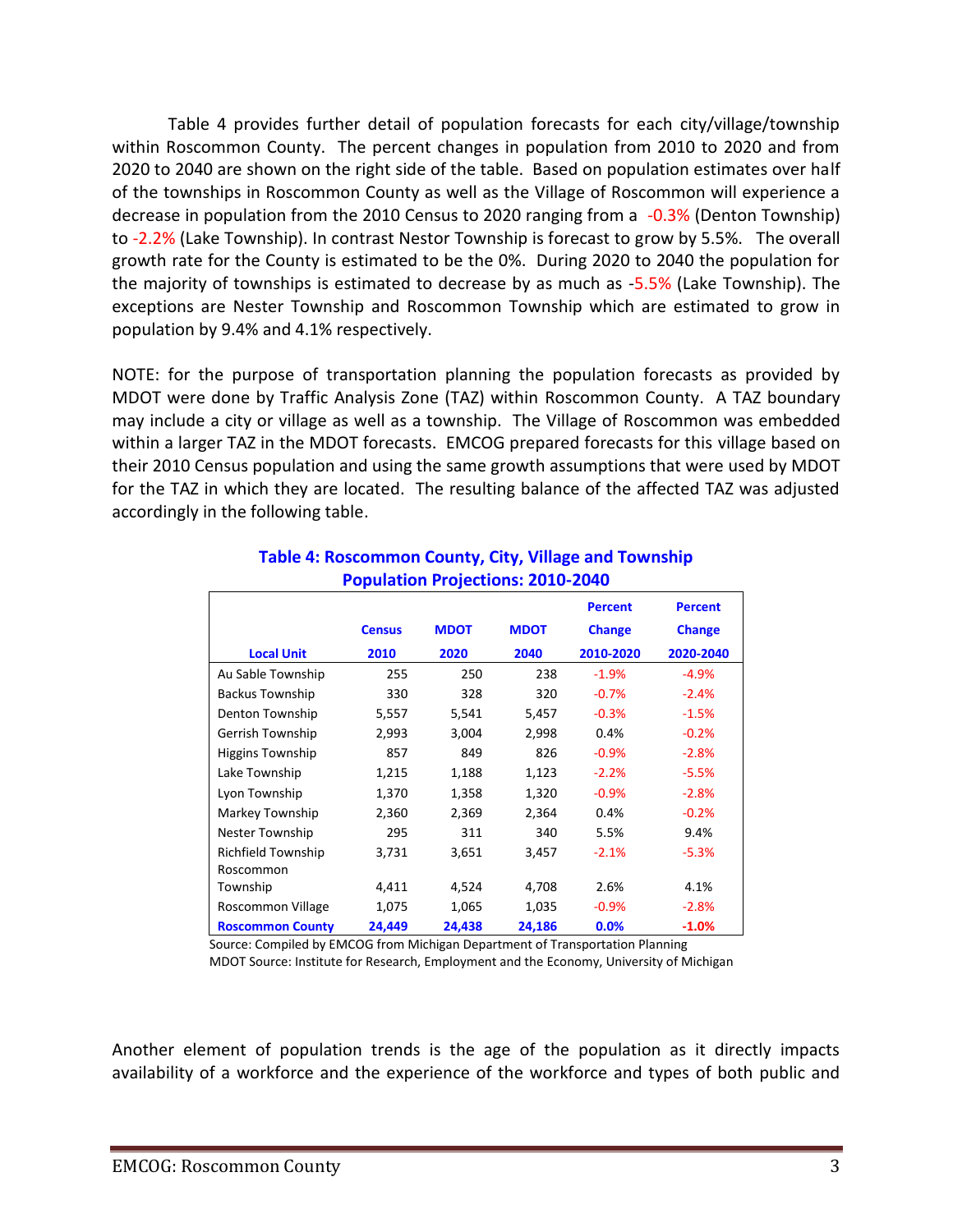Table 4 provides further detail of population forecasts for each city/village/township within Roscommon County. The percent changes in population from 2010 to 2020 and from 2020 to 2040 are shown on the right side of the table. Based on population estimates over half of the townships in Roscommon County as well as the Village of Roscommon will experience a decrease in population from the 2010 Census to 2020 ranging from a -0.3% (Denton Township) to -2.2% (Lake Township). In contrast Nestor Township is forecast to grow by 5.5%. The overall growth rate for the County is estimated to be the 0%. During 2020 to 2040 the population for the majority of townships is estimated to decrease by as much as -5.5% (Lake Township). The exceptions are Nester Township and Roscommon Township which are estimated to grow in population by 9.4% and 4.1% respectively.

NOTE: for the purpose of transportation planning the population forecasts as provided by MDOT were done by Traffic Analysis Zone (TAZ) within Roscommon County. A TAZ boundary may include a city or village as well as a township. The Village of Roscommon was embedded within a larger TAZ in the MDOT forecasts. EMCOG prepared forecasts for this village based on their 2010 Census population and using the same growth assumptions that were used by MDOT for the TAZ in which they are located. The resulting balance of the affected TAZ was adjusted accordingly in the following table.

**Table 4: Roscommon County, City, Village and Township Population Projections: 2010-2040**

| Local Unit | Census 2010 | MDOT 2020 | MDOT 2040 | Percent Change 2010-2020 | Percent Change 2020-2040 |
|---|---|---|---|---|---|
| Au Sable Township | 255 | 250 | 238 | -1.9% | -4.9% |
| Backus Township | 330 | 328 | 320 | -0.7% | -2.4% |
| Denton Township | 5,557 | 5,541 | 5,457 | -0.3% | -1.5% |
| Gerrish Township | 2,993 | 3,004 | 2,998 | 0.4% | -0.2% |
| Higgins Township | 857 | 849 | 826 | -0.9% | -2.8% |
| Lake Township | 1,215 | 1,188 | 1,123 | -2.2% | -5.5% |
| Lyon Township | 1,370 | 1,358 | 1,320 | -0.9% | -2.8% |
| Markey Township | 2,360 | 2,369 | 2,364 | 0.4% | -0.2% |
| Nester Township | 295 | 311 | 340 | 5.5% | 9.4% |
| Richfield Township | 3,731 | 3,651 | 3,457 | -2.1% | -5.3% |
| Roscommon Township | 4,411 | 4,524 | 4,708 | 2.6% | 4.1% |
| Roscommon Village | 1,075 | 1,065 | 1,035 | -0.9% | -2.8% |
| **Roscommon County** | **24,449** | **24,438** | **24,186** | **0.0%** | **-1.0%** |

Source: Compiled by EMCOG from Michigan Department of Transportation Planning
MDOT Source: Institute for Research, Employment and the Economy, University of Michigan

Another element of population trends is the age of the population as it directly impacts availability of a workforce and the experience of the workforce and types of both public and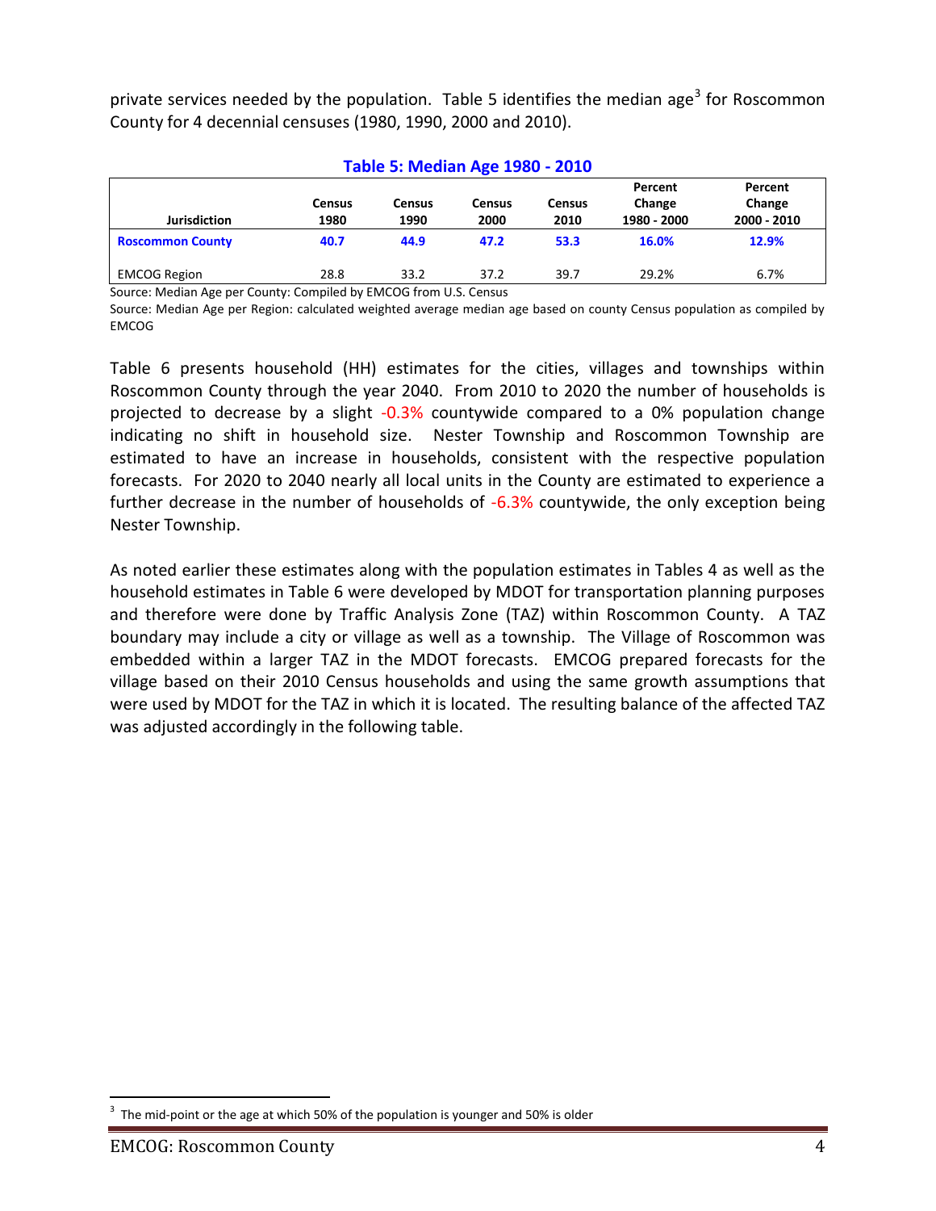private services needed by the population. Table 5 identifies the median age[3] for Roscommon County for 4 decennial censuses (1980, 1990, 2000 and 2010).

**Table 5: Median Age 1980 - 2010**

| Jurisdiction | Census 1980 | Census 1990 | Census 2000 | Census 2010 | Percent Change 1980 - 2000 | Percent Change 2000 - 2010 |
|---|---|---|---|---|---|---|
| **Roscommon County** | **40.7** | **44.9** | **47.2** | **53.3** | **16.0%** | **12.9%** |
| EMCOG Region | 28.8 | 33.2 | 37.2 | 39.7 | 29.2% | 6.7% |

Source: Median Age per County: Compiled by EMCOG from U.S. Census

Source: Median Age per Region: calculated weighted average median age based on county Census population as compiled by EMCOG

Table 6 presents household (HH) estimates for the cities, villages and townships within Roscommon County through the year 2040. From 2010 to 2020 the number of households is projected to decrease by a slight -0.3% countywide compared to a 0% population change indicating no shift in household size. Nester Township and Roscommon Township are estimated to have an increase in households, consistent with the respective population forecasts. For 2020 to 2040 nearly all local units in the County are estimated to experience a further decrease in the number of households of -6.3% countywide, the only exception being Nester Township.

As noted earlier these estimates along with the population estimates in Tables 4 as well as the household estimates in Table 6 were developed by MDOT for transportation planning purposes and therefore were done by Traffic Analysis Zone (TAZ) within Roscommon County. A TAZ boundary may include a city or village as well as a township. The Village of Roscommon was embedded within a larger TAZ in the MDOT forecasts. EMCOG prepared forecasts for the village based on their 2010 Census households and using the same growth assumptions that were used by MDOT for the TAZ in which it is located. The resulting balance of the affected TAZ was adjusted accordingly in the following table.

[3] The mid-point or the age at which 50% of the population is younger and 50% is older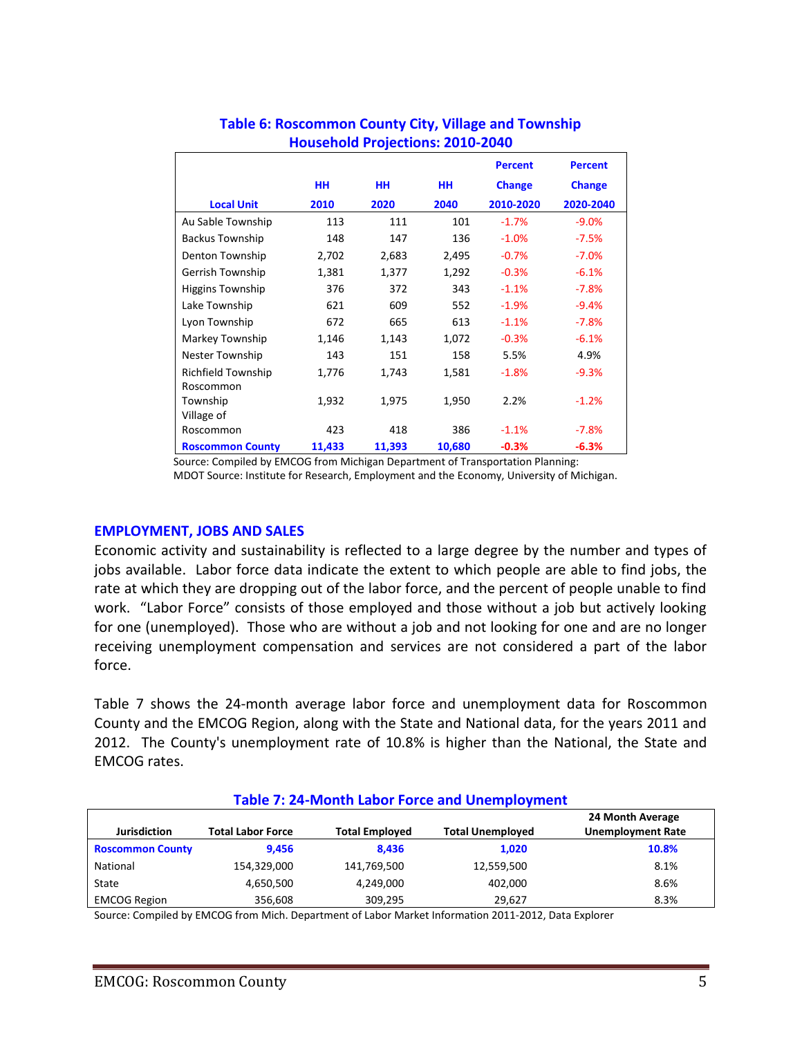**Table 6: Roscommon County City, Village and Township Household Projections: 2010-2040**

| Local Unit | HH 2010 | HH 2020 | HH 2040 | Percent Change 2010-2020 | Percent Change 2020-2040 |
|---|---|---|---|---|---|
| Au Sable Township | 113 | 111 | 101 | -1.7% | -9.0% |
| Backus Township | 148 | 147 | 136 | -1.0% | -7.5% |
| Denton Township | 2,702 | 2,683 | 2,495 | -0.7% | -7.0% |
| Gerrish Township | 1,381 | 1,377 | 1,292 | -0.3% | -6.1% |
| Higgins Township | 376 | 372 | 343 | -1.1% | -7.8% |
| Lake Township | 621 | 609 | 552 | -1.9% | -9.4% |
| Lyon Township | 672 | 665 | 613 | -1.1% | -7.8% |
| Markey Township | 1,146 | 1,143 | 1,072 | -0.3% | -6.1% |
| Nester Township | 143 | 151 | 158 | 5.5% | 4.9% |
| Richfield Township | 1,776 | 1,743 | 1,581 | -1.8% | -9.3% |
| Roscommon Township | 1,932 | 1,975 | 1,950 | 2.2% | -1.2% |
| Village of Roscommon | 423 | 418 | 386 | -1.1% | -7.8% |
| **Roscommon County** | **11,433** | **11,393** | **10,680** | **-0.3%** | **-6.3%** |

Source: Compiled by EMCOG from Michigan Department of Transportation Planning: MDOT Source: Institute for Research, Employment and the Economy, University of Michigan.

## EMPLOYMENT, JOBS AND SALES

Economic activity and sustainability is reflected to a large degree by the number and types of jobs available. Labor force data indicate the extent to which people are able to find jobs, the rate at which they are dropping out of the labor force, and the percent of people unable to find work. "Labor Force" consists of those employed and those without a job but actively looking for one (unemployed). Those who are without a job and not looking for one and are no longer receiving unemployment compensation and services are not considered a part of the labor force.

Table 7 shows the 24-month average labor force and unemployment data for Roscommon County and the EMCOG Region, along with the State and National data, for the years 2011 and 2012. The County's unemployment rate of 10.8% is higher than the National, the State and EMCOG rates.

**Table 7: 24-Month Labor Force and Unemployment**

| Jurisdiction | Total Labor Force | Total Employed | Total Unemployed | 24 Month Average Unemployment Rate |
|---|---|---|---|---|
| **Roscommon County** | **9,456** | **8,436** | **1,020** | **10.8%** |
| National | 154,329,000 | 141,769,500 | 12,559,500 | 8.1% |
| State | 4,650,500 | 4,249,000 | 402,000 | 8.6% |
| EMCOG Region | 356,608 | 309,295 | 29,627 | 8.3% |

Source: Compiled by EMCOG from Mich. Department of Labor Market Information 2011-2012, Data Explorer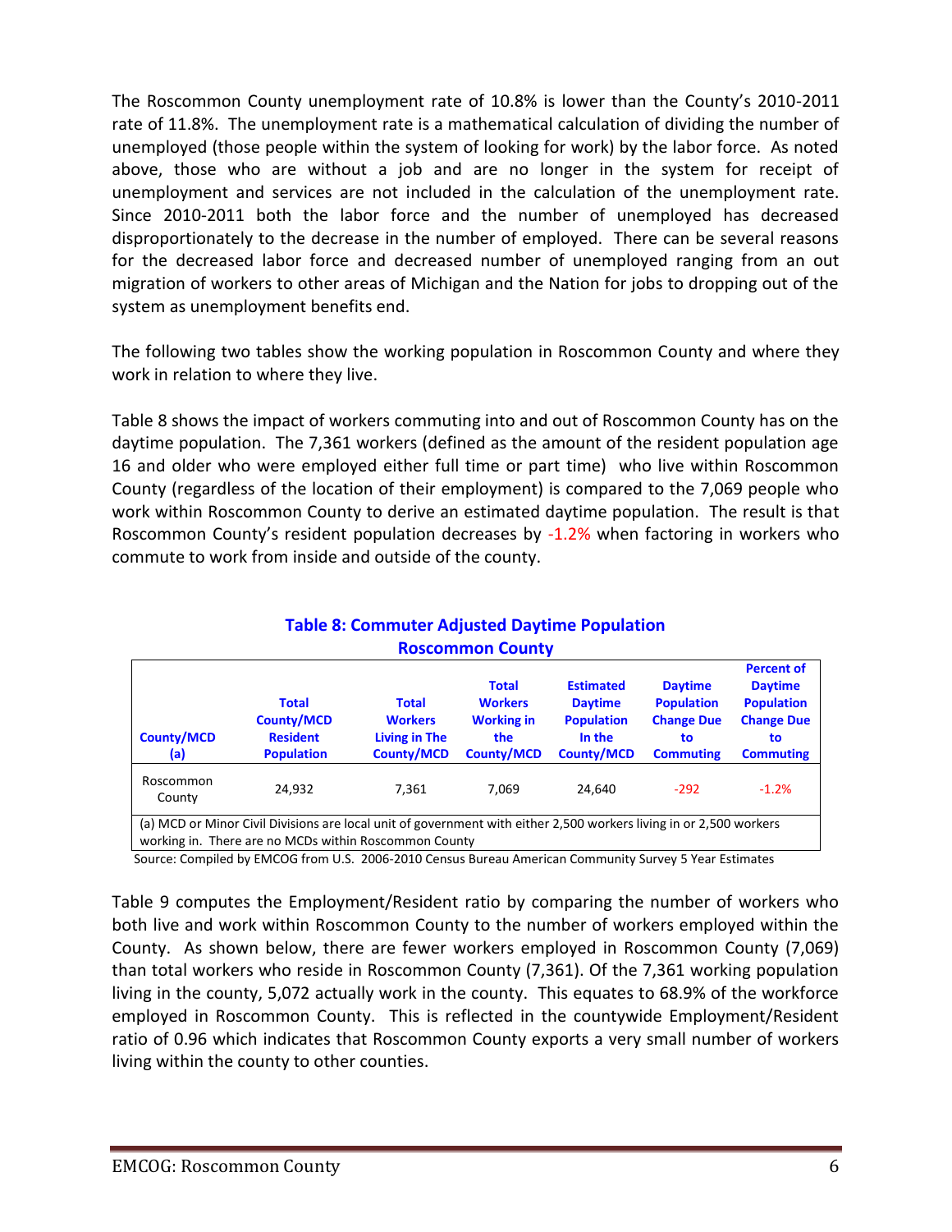The Roscommon County unemployment rate of 10.8% is lower than the County's 2010-2011 rate of 11.8%. The unemployment rate is a mathematical calculation of dividing the number of unemployed (those people within the system of looking for work) by the labor force. As noted above, those who are without a job and are no longer in the system for receipt of unemployment and services are not included in the calculation of the unemployment rate. Since 2010-2011 both the labor force and the number of unemployed has decreased disproportionately to the decrease in the number of employed. There can be several reasons for the decreased labor force and decreased number of unemployed ranging from an out migration of workers to other areas of Michigan and the Nation for jobs to dropping out of the system as unemployment benefits end.

The following two tables show the working population in Roscommon County and where they work in relation to where they live.

Table 8 shows the impact of workers commuting into and out of Roscommon County has on the daytime population. The 7,361 workers (defined as the amount of the resident population age 16 and older who were employed either full time or part time) who live within Roscommon County (regardless of the location of their employment) is compared to the 7,069 people who work within Roscommon County to derive an estimated daytime population. The result is that Roscommon County's resident population decreases by -1.2% when factoring in workers who commute to work from inside and outside of the county.

**Table 8: Commuter Adjusted Daytime Population**
**Roscommon County**

| County/MCD (a) | Total County/MCD Resident Population | Total Workers Living in The County/MCD | Total Workers Working in the County/MCD | Estimated Daytime Population In the County/MCD | Daytime Population Change Due to Commuting | Percent of Daytime Population Change Due to Commuting |
|---|---|---|---|---|---|---|
| Roscommon County | 24,932 | 7,361 | 7,069 | 24,640 | -292 | -1.2% |

(a) MCD or Minor Civil Divisions are local unit of government with either 2,500 workers living in or 2,500 workers working in. There are no MCDs within Roscommon County

Source: Compiled by EMCOG from U.S. 2006-2010 Census Bureau American Community Survey 5 Year Estimates

Table 9 computes the Employment/Resident ratio by comparing the number of workers who both live and work within Roscommon County to the number of workers employed within the County. As shown below, there are fewer workers employed in Roscommon County (7,069) than total workers who reside in Roscommon County (7,361). Of the 7,361 working population living in the county, 5,072 actually work in the county. This equates to 68.9% of the workforce employed in Roscommon County. This is reflected in the countywide Employment/Resident ratio of 0.96 which indicates that Roscommon County exports a very small number of workers living within the county to other counties.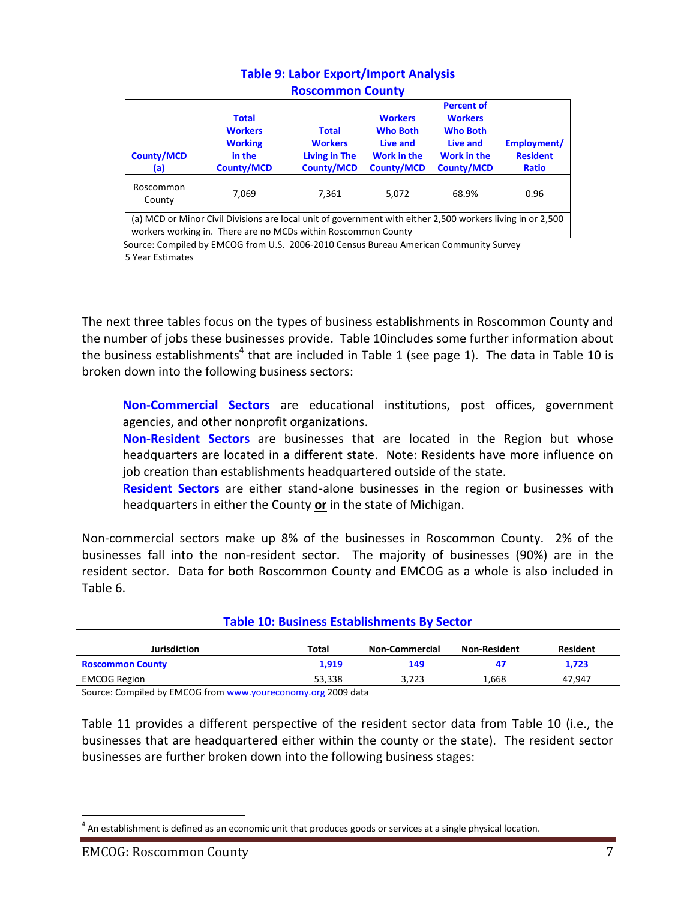**Table 9: Labor Export/Import Analysis**
**Roscommon County**

| County/MCD (a) | Total Workers Working in the County/MCD | Total Workers Living in The County/MCD | Workers Who Both Live and Work in the County/MCD | Percent of Workers Who Both Live and Work in the County/MCD | Employment/ Resident Ratio |
|---|---|---|---|---|---|
| Roscommon County | 7,069 | 7,361 | 5,072 | 68.9% | 0.96 |

(a) MCD or Minor Civil Divisions are local unit of government with either 2,500 workers living in or 2,500 workers working in. There are no MCDs within Roscommon County

Source: Compiled by EMCOG from U.S. 2006-2010 Census Bureau American Community Survey 5 Year Estimates

The next three tables focus on the types of business establishments in Roscommon County and the number of jobs these businesses provide. Table 10includes some further information about the business establishments[4] that are included in Table 1 (see page 1). The data in Table 10 is broken down into the following business sectors:

> **Non-Commercial Sectors** are educational institutions, post offices, government agencies, and other nonprofit organizations.
>
> **Non-Resident Sectors** are businesses that are located in the Region but whose headquarters are located in a different state. Note: Residents have more influence on job creation than establishments headquartered outside of the state.
>
> **Resident Sectors** are either stand-alone businesses in the region or businesses with headquarters in either the County **or** in the state of Michigan.

Non-commercial sectors make up 8% of the businesses in Roscommon County. 2% of the businesses fall into the non-resident sector. The majority of businesses (90%) are in the resident sector. Data for both Roscommon County and EMCOG as a whole is also included in Table 6.

**Table 10: Business Establishments By Sector**

| Jurisdiction | Total | Non-Commercial | Non-Resident | Resident |
|---|---|---|---|---|
| **Roscommon County** | **1,919** | **149** | **47** | **1,723** |
| EMCOG Region | 53,338 | 3,723 | 1,668 | 47,947 |

Source: Compiled by EMCOG from www.youreconomy.org 2009 data

Table 11 provides a different perspective of the resident sector data from Table 10 (i.e., the businesses that are headquartered either within the county or the state). The resident sector businesses are further broken down into the following business stages:

[4] An establishment is defined as an economic unit that produces goods or services at a single physical location.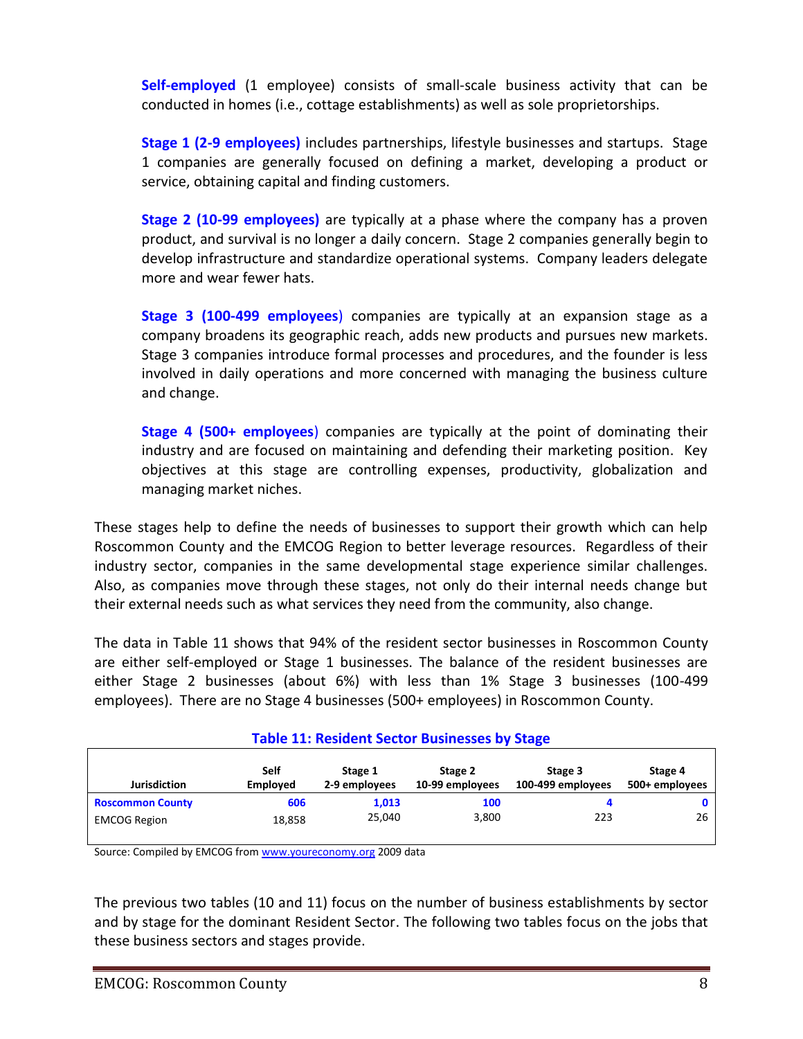**Self-employed** (1 employee) consists of small-scale business activity that can be conducted in homes (i.e., cottage establishments) as well as sole proprietorships.

**Stage 1 (2-9 employees)** includes partnerships, lifestyle businesses and startups. Stage 1 companies are generally focused on defining a market, developing a product or service, obtaining capital and finding customers.

**Stage 2 (10-99 employees)** are typically at a phase where the company has a proven product, and survival is no longer a daily concern. Stage 2 companies generally begin to develop infrastructure and standardize operational systems. Company leaders delegate more and wear fewer hats.

**Stage 3 (100-499 employees**) companies are typically at an expansion stage as a company broadens its geographic reach, adds new products and pursues new markets. Stage 3 companies introduce formal processes and procedures, and the founder is less involved in daily operations and more concerned with managing the business culture and change.

**Stage 4 (500+ employees**) companies are typically at the point of dominating their industry and are focused on maintaining and defending their marketing position. Key objectives at this stage are controlling expenses, productivity, globalization and managing market niches.

These stages help to define the needs of businesses to support their growth which can help Roscommon County and the EMCOG Region to better leverage resources. Regardless of their industry sector, companies in the same developmental stage experience similar challenges. Also, as companies move through these stages, not only do their internal needs change but their external needs such as what services they need from the community, also change.

The data in Table 11 shows that 94% of the resident sector businesses in Roscommon County are either self-employed or Stage 1 businesses. The balance of the resident businesses are either Stage 2 businesses (about 6%) with less than 1% Stage 3 businesses (100-499 employees). There are no Stage 4 businesses (500+ employees) in Roscommon County.

**Table 11: Resident Sector Businesses by Stage**

| Jurisdiction | Self Employed | Stage 1 2-9 employees | Stage 2 10-99 employees | Stage 3 100-499 employees | Stage 4 500+ employees |
|---|---|---|---|---|---|
| **Roscommon County** | **606** | **1,013** | **100** | **4** | **0** |
| EMCOG Region | 18,858 | 25,040 | 3,800 | 223 | 26 |

Source: Compiled by EMCOG from www.youreconomy.org 2009 data

The previous two tables (10 and 11) focus on the number of business establishments by sector and by stage for the dominant Resident Sector. The following two tables focus on the jobs that these business sectors and stages provide.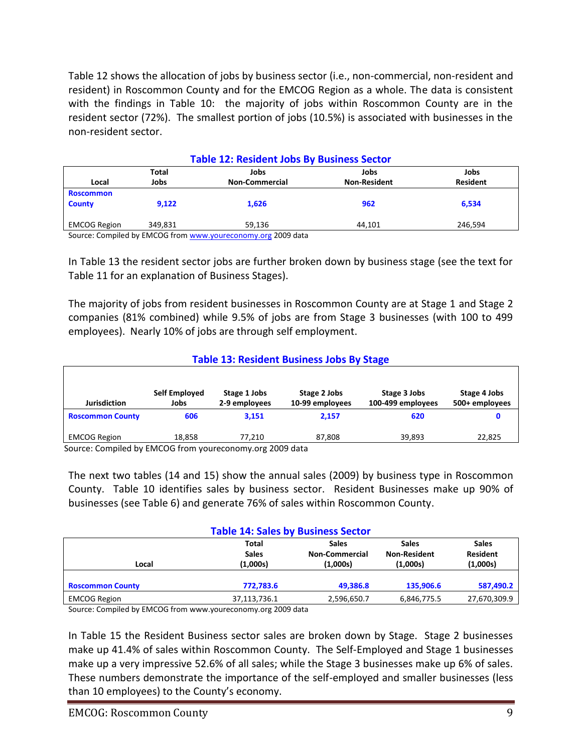Table 12 shows the allocation of jobs by business sector (i.e., non-commercial, non-resident and resident) in Roscommon County and for the EMCOG Region as a whole. The data is consistent with the findings in Table 10: the majority of jobs within Roscommon County are in the resident sector (72%). The smallest portion of jobs (10.5%) is associated with businesses in the non-resident sector.

**Table 12: Resident Jobs By Business Sector**

| Local | Total Jobs | Jobs Non-Commercial | Jobs Non-Resident | Jobs Resident |
|---|---|---|---|---|
| **Roscommon County** | **9,122** | **1,626** | **962** | **6,534** |
| EMCOG Region | 349,831 | 59,136 | 44,101 | 246,594 |

Source: Compiled by EMCOG from www.youreconomy.org 2009 data

In Table 13 the resident sector jobs are further broken down by business stage (see the text for Table 11 for an explanation of Business Stages).

The majority of jobs from resident businesses in Roscommon County are at Stage 1 and Stage 2 companies (81% combined) while 9.5% of jobs are from Stage 3 businesses (with 100 to 499 employees). Nearly 10% of jobs are through self employment.

**Table 13: Resident Business Jobs By Stage**

| Jurisdiction | Self Employed Jobs | Stage 1 Jobs 2-9 employees | Stage 2 Jobs 10-99 employees | Stage 3 Jobs 100-499 employees | Stage 4 Jobs 500+ employees |
|---|---|---|---|---|---|
| **Roscommon County** | **606** | **3,151** | **2,157** | **620** | **0** |
| EMCOG Region | 18,858 | 77,210 | 87,808 | 39,893 | 22,825 |

Source: Compiled by EMCOG from youreconomy.org 2009 data

The next two tables (14 and 15) show the annual sales (2009) by business type in Roscommon County. Table 10 identifies sales by business sector. Resident Businesses make up 90% of businesses (see Table 6) and generate 76% of sales within Roscommon County.

**Table 14: Sales by Business Sector**

| Local | Total Sales (1,000s) | Sales Non-Commercial (1,000s) | Sales Non-Resident (1,000s) | Sales Resident (1,000s) |
|---|---|---|---|---|
| **Roscommon County** | **772,783.6** | **49,386.8** | **135,906.6** | **587,490.2** |
| EMCOG Region | 37,113,736.1 | 2,596,650.7 | 6,846,775.5 | 27,670,309.9 |

Source: Compiled by EMCOG from www.youreconomy.org 2009 data

In Table 15 the Resident Business sector sales are broken down by Stage. Stage 2 businesses make up 41.4% of sales within Roscommon County. The Self-Employed and Stage 1 businesses make up a very impressive 52.6% of all sales; while the Stage 3 businesses make up 6% of sales. These numbers demonstrate the importance of the self-employed and smaller businesses (less than 10 employees) to the County's economy.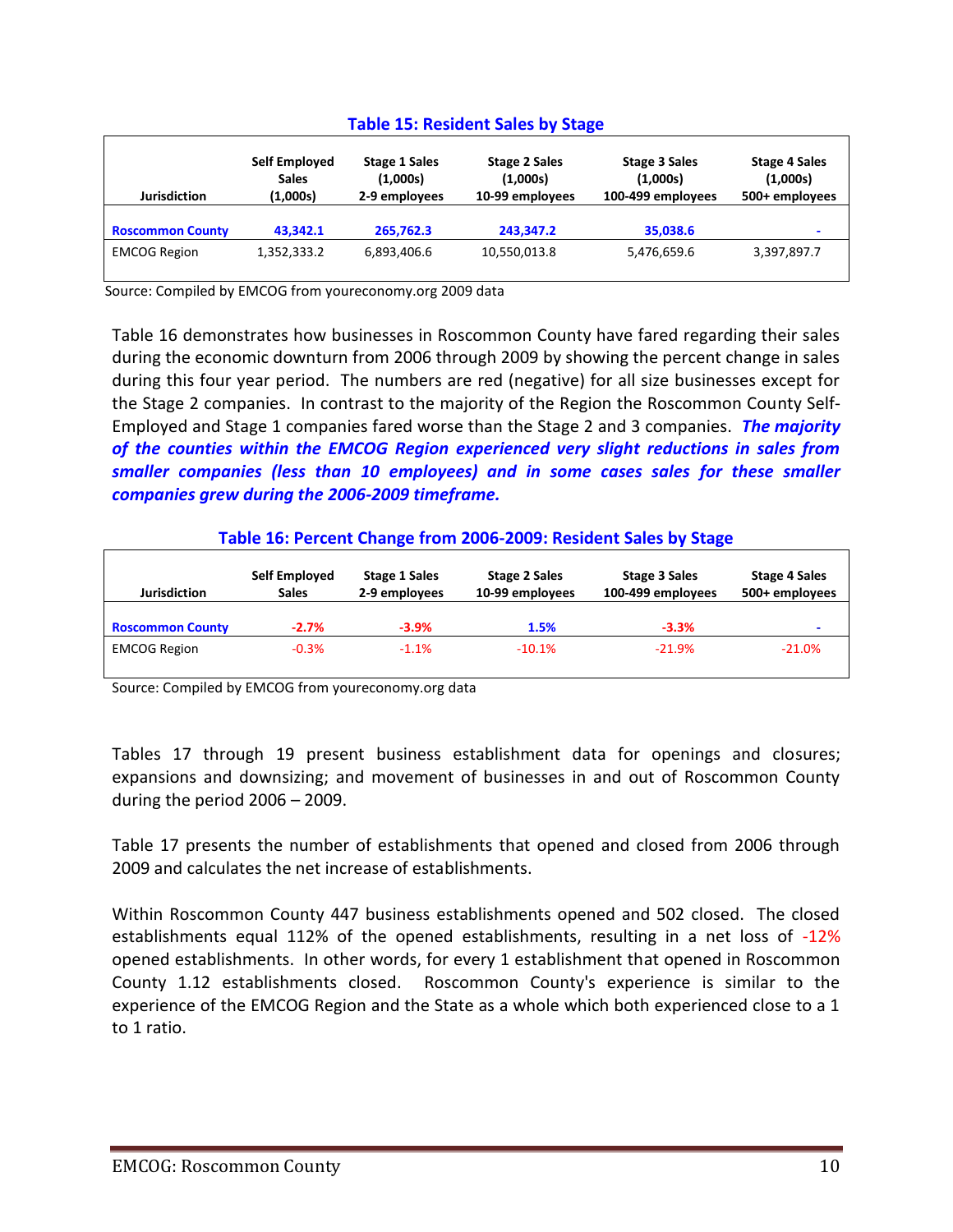**Table 15: Resident Sales by Stage**

| Jurisdiction | Self Employed Sales (1,000s) | Stage 1 Sales (1,000s) 2-9 employees | Stage 2 Sales (1,000s) 10-99 employees | Stage 3 Sales (1,000s) 100-499 employees | Stage 4 Sales (1,000s) 500+ employees |
|---|---|---|---|---|---|
| **Roscommon County** | **43,342.1** | **265,762.3** | **243,347.2** | **35,038.6** | **-** |
| EMCOG Region | 1,352,333.2 | 6,893,406.6 | 10,550,013.8 | 5,476,659.6 | 3,397,897.7 |

Source: Compiled by EMCOG from youreconomy.org 2009 data

Table 16 demonstrates how businesses in Roscommon County have fared regarding their sales during the economic downturn from 2006 through 2009 by showing the percent change in sales during this four year period. The numbers are red (negative) for all size businesses except for the Stage 2 companies. In contrast to the majority of the Region the Roscommon County Self-Employed and Stage 1 companies fared worse than the Stage 2 and 3 companies. ***The majority of the counties within the EMCOG Region experienced very slight reductions in sales from smaller companies (less than 10 employees) and in some cases sales for these smaller companies grew during the 2006-2009 timeframe.***

**Table 16: Percent Change from 2006-2009: Resident Sales by Stage**

| Jurisdiction | Self Employed Sales | Stage 1 Sales 2-9 employees | Stage 2 Sales 10-99 employees | Stage 3 Sales 100-499 employees | Stage 4 Sales 500+ employees |
|---|---|---|---|---|---|
| **Roscommon County** | **-2.7%** | **-3.9%** | **1.5%** | **-3.3%** | **-** |
| EMCOG Region | -0.3% | -1.1% | -10.1% | -21.9% | -21.0% |

Source: Compiled by EMCOG from youreconomy.org data

Tables 17 through 19 present business establishment data for openings and closures; expansions and downsizing; and movement of businesses in and out of Roscommon County during the period 2006 – 2009.

Table 17 presents the number of establishments that opened and closed from 2006 through 2009 and calculates the net increase of establishments.

Within Roscommon County 447 business establishments opened and 502 closed. The closed establishments equal 112% of the opened establishments, resulting in a net loss of -12% opened establishments. In other words, for every 1 establishment that opened in Roscommon County 1.12 establishments closed. Roscommon County's experience is similar to the experience of the EMCOG Region and the State as a whole which both experienced close to a 1 to 1 ratio.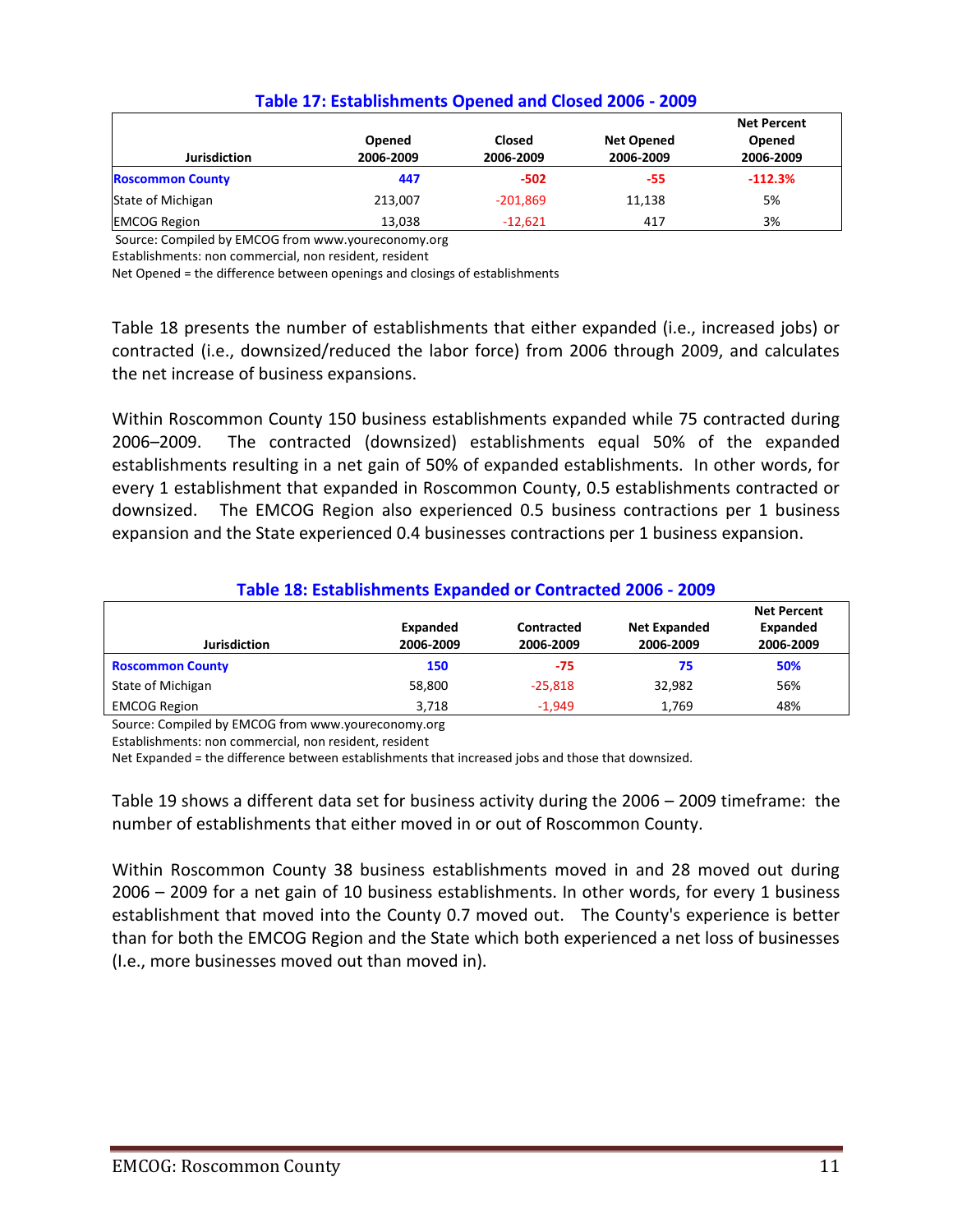### Table 17: Establishments Opened and Closed 2006 - 2009

| Jurisdiction | Opened 2006-2009 | Closed 2006-2009 | Net Opened 2006-2009 | Net Percent Opened 2006-2009 |
|---|---|---|---|---|
| **Roscommon County** | **447** | **-502** | **-55** | **-112.3%** |
| State of Michigan | 213,007 | -201,869 | 11,138 | 5% |
| EMCOG Region | 13,038 | -12,621 | 417 | 3% |

Source: Compiled by EMCOG from www.youreconomy.org
Establishments: non commercial, non resident, resident
Net Opened = the difference between openings and closings of establishments

Table 18 presents the number of establishments that either expanded (i.e., increased jobs) or contracted (i.e., downsized/reduced the labor force) from 2006 through 2009, and calculates the net increase of business expansions.

Within Roscommon County 150 business establishments expanded while 75 contracted during 2006–2009. The contracted (downsized) establishments equal 50% of the expanded establishments resulting in a net gain of 50% of expanded establishments. In other words, for every 1 establishment that expanded in Roscommon County, 0.5 establishments contracted or downsized. The EMCOG Region also experienced 0.5 business contractions per 1 business expansion and the State experienced 0.4 businesses contractions per 1 business expansion.

### Table 18: Establishments Expanded or Contracted 2006 - 2009

| Jurisdiction | Expanded 2006-2009 | Contracted 2006-2009 | Net Expanded 2006-2009 | Net Percent Expanded 2006-2009 |
|---|---|---|---|---|
| **Roscommon County** | **150** | **-75** | **75** | **50%** |
| State of Michigan | 58,800 | -25,818 | 32,982 | 56% |
| EMCOG Region | 3,718 | -1,949 | 1,769 | 48% |

Source: Compiled by EMCOG from www.youreconomy.org
Establishments: non commercial, non resident, resident
Net Expanded = the difference between establishments that increased jobs and those that downsized.

Table 19 shows a different data set for business activity during the 2006 – 2009 timeframe: the number of establishments that either moved in or out of Roscommon County.

Within Roscommon County 38 business establishments moved in and 28 moved out during 2006 – 2009 for a net gain of 10 business establishments. In other words, for every 1 business establishment that moved into the County 0.7 moved out. The County's experience is better than for both the EMCOG Region and the State which both experienced a net loss of businesses (I.e., more businesses moved out than moved in).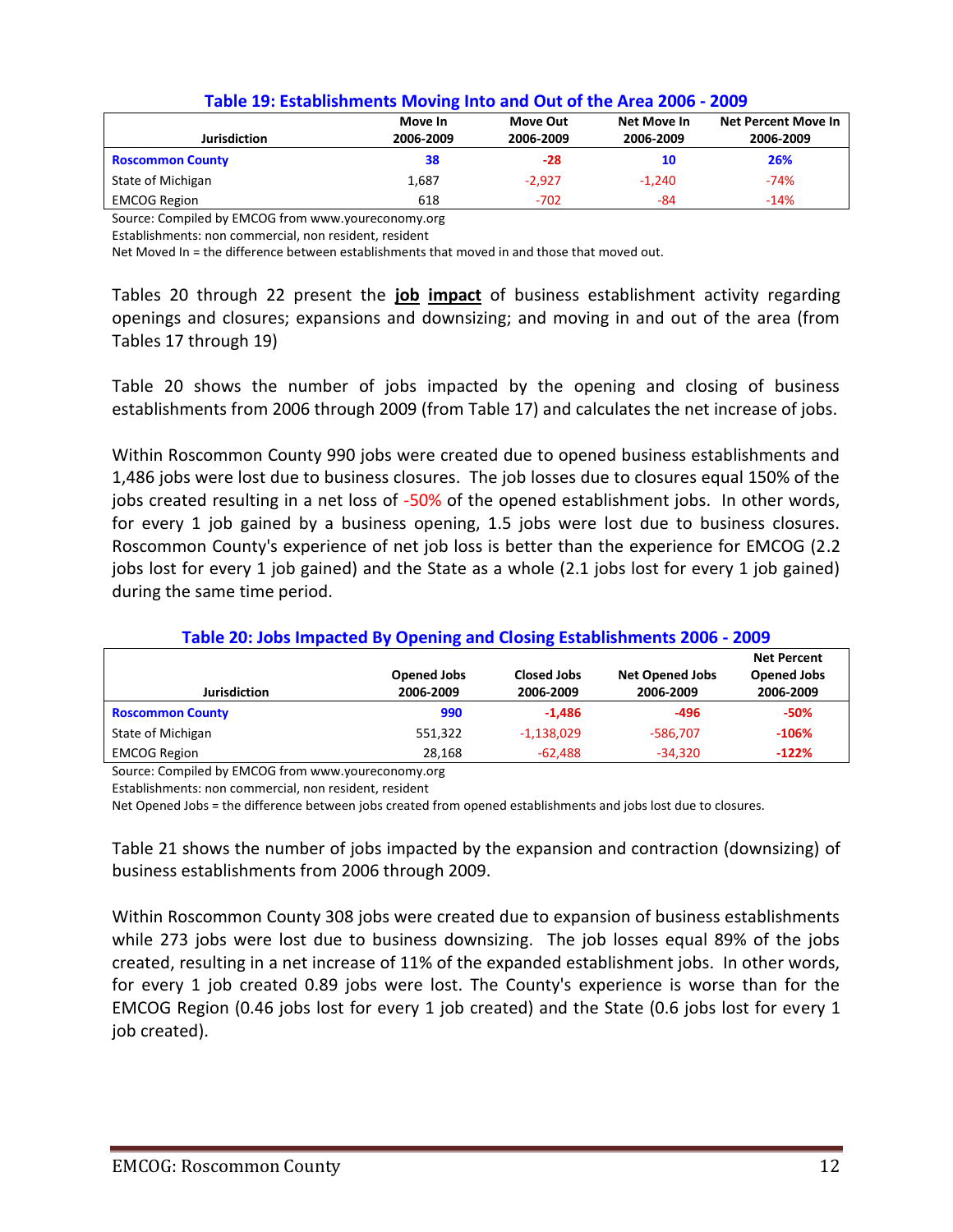### Table 19: Establishments Moving Into and Out of the Area 2006 - 2009

| Jurisdiction | Move In 2006-2009 | Move Out 2006-2009 | Net Move In 2006-2009 | Net Percent Move In 2006-2009 |
|---|---|---|---|---|
| **Roscommon County** | **38** | **-28** | **10** | **26%** |
| State of Michigan | 1,687 | -2,927 | -1,240 | -74% |
| EMCOG Region | 618 | -702 | -84 | -14% |

Source: Compiled by EMCOG from www.youreconomy.org
Establishments: non commercial, non resident, resident
Net Moved In = the difference between establishments that moved in and those that moved out.

Tables 20 through 22 present the **job impact** of business establishment activity regarding openings and closures; expansions and downsizing; and moving in and out of the area (from Tables 17 through 19)

Table 20 shows the number of jobs impacted by the opening and closing of business establishments from 2006 through 2009 (from Table 17) and calculates the net increase of jobs.

Within Roscommon County 990 jobs were created due to opened business establishments and 1,486 jobs were lost due to business closures. The job losses due to closures equal 150% of the jobs created resulting in a net loss of -50% of the opened establishment jobs. In other words, for every 1 job gained by a business opening, 1.5 jobs were lost due to business closures. Roscommon County's experience of net job loss is better than the experience for EMCOG (2.2 jobs lost for every 1 job gained) and the State as a whole (2.1 jobs lost for every 1 job gained) during the same time period.

### Table 20: Jobs Impacted By Opening and Closing Establishments 2006 - 2009

| Jurisdiction | Opened Jobs 2006-2009 | Closed Jobs 2006-2009 | Net Opened Jobs 2006-2009 | Net Percent Opened Jobs 2006-2009 |
|---|---|---|---|---|
| **Roscommon County** | **990** | **-1,486** | **-496** | **-50%** |
| State of Michigan | 551,322 | -1,138,029 | -586,707 | **-106%** |
| EMCOG Region | 28,168 | -62,488 | -34,320 | **-122%** |

Source: Compiled by EMCOG from www.youreconomy.org
Establishments: non commercial, non resident, resident
Net Opened Jobs = the difference between jobs created from opened establishments and jobs lost due to closures.

Table 21 shows the number of jobs impacted by the expansion and contraction (downsizing) of business establishments from 2006 through 2009.

Within Roscommon County 308 jobs were created due to expansion of business establishments while 273 jobs were lost due to business downsizing. The job losses equal 89% of the jobs created, resulting in a net increase of 11% of the expanded establishment jobs. In other words, for every 1 job created 0.89 jobs were lost. The County's experience is worse than for the EMCOG Region (0.46 jobs lost for every 1 job created) and the State (0.6 jobs lost for every 1 job created).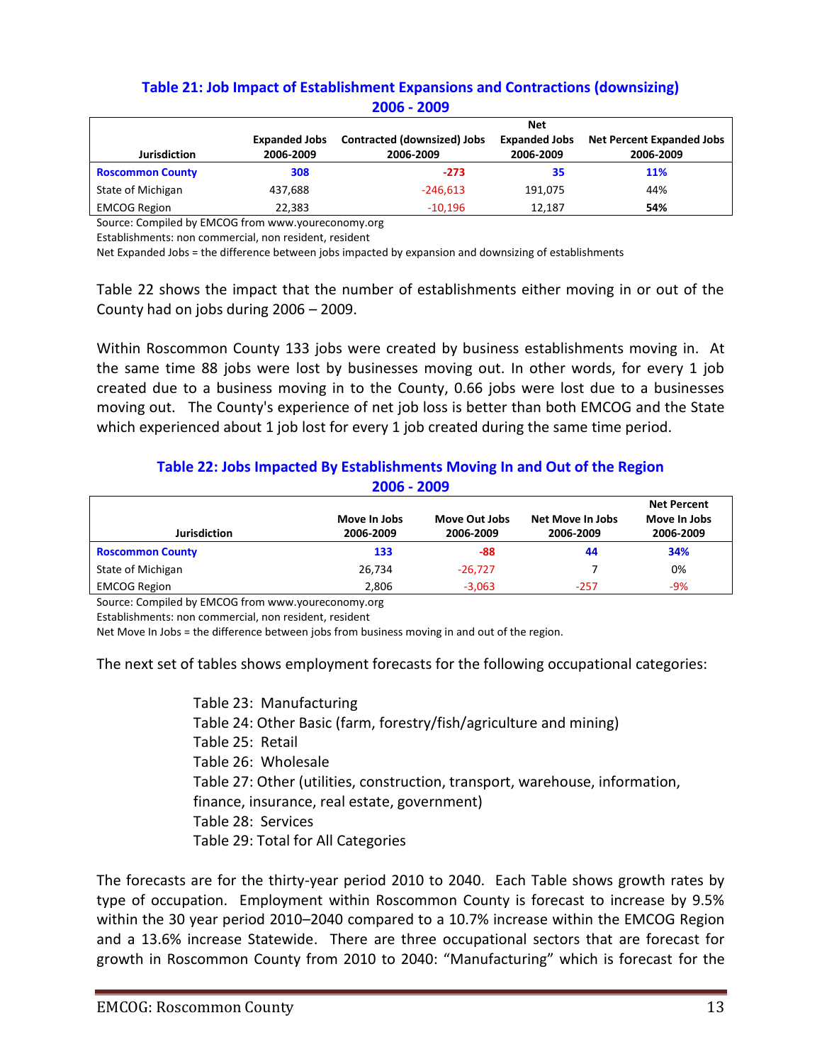**Table 21: Job Impact of Establishment Expansions and Contractions (downsizing) 2006 - 2009**

| Jurisdiction | Expanded Jobs 2006-2009 | Contracted (downsized) Jobs 2006-2009 | Net Expanded Jobs 2006-2009 | Net Percent Expanded Jobs 2006-2009 |
|---|---|---|---|---|
| **Roscommon County** | **308** | **-273** | **35** | **11%** |
| State of Michigan | 437,688 | -246,613 | 191,075 | 44% |
| EMCOG Region | 22,383 | -10,196 | 12,187 | **54%** |

Source: Compiled by EMCOG from www.youreconomy.org
Establishments: non commercial, non resident, resident
Net Expanded Jobs = the difference between jobs impacted by expansion and downsizing of establishments

Table 22 shows the impact that the number of establishments either moving in or out of the County had on jobs during 2006 – 2009.

Within Roscommon County 133 jobs were created by business establishments moving in. At the same time 88 jobs were lost by businesses moving out. In other words, for every 1 job created due to a business moving in to the County, 0.66 jobs were lost due to a businesses moving out. The County's experience of net job loss is better than both EMCOG and the State which experienced about 1 job lost for every 1 job created during the same time period.

**Table 22: Jobs Impacted By Establishments Moving In and Out of the Region 2006 - 2009**

| Jurisdiction | Move In Jobs 2006-2009 | Move Out Jobs 2006-2009 | Net Move In Jobs 2006-2009 | Net Percent Move In Jobs 2006-2009 |
|---|---|---|---|---|
| **Roscommon County** | **133** | **-88** | **44** | **34%** |
| State of Michigan | 26,734 | -26,727 | 7 | 0% |
| EMCOG Region | 2,806 | -3,063 | -257 | -9% |

Source: Compiled by EMCOG from www.youreconomy.org
Establishments: non commercial, non resident, resident
Net Move In Jobs = the difference between jobs from business moving in and out of the region.

The next set of tables shows employment forecasts for the following occupational categories:

- Table 23: Manufacturing
- Table 24: Other Basic (farm, forestry/fish/agriculture and mining)
- Table 25: Retail
- Table 26: Wholesale
- Table 27: Other (utilities, construction, transport, warehouse, information, finance, insurance, real estate, government)
- Table 28: Services
- Table 29: Total for All Categories

The forecasts are for the thirty-year period 2010 to 2040. Each Table shows growth rates by type of occupation. Employment within Roscommon County is forecast to increase by 9.5% within the 30 year period 2010–2040 compared to a 10.7% increase within the EMCOG Region and a 13.6% increase Statewide. There are three occupational sectors that are forecast for growth in Roscommon County from 2010 to 2040: "Manufacturing" which is forecast for the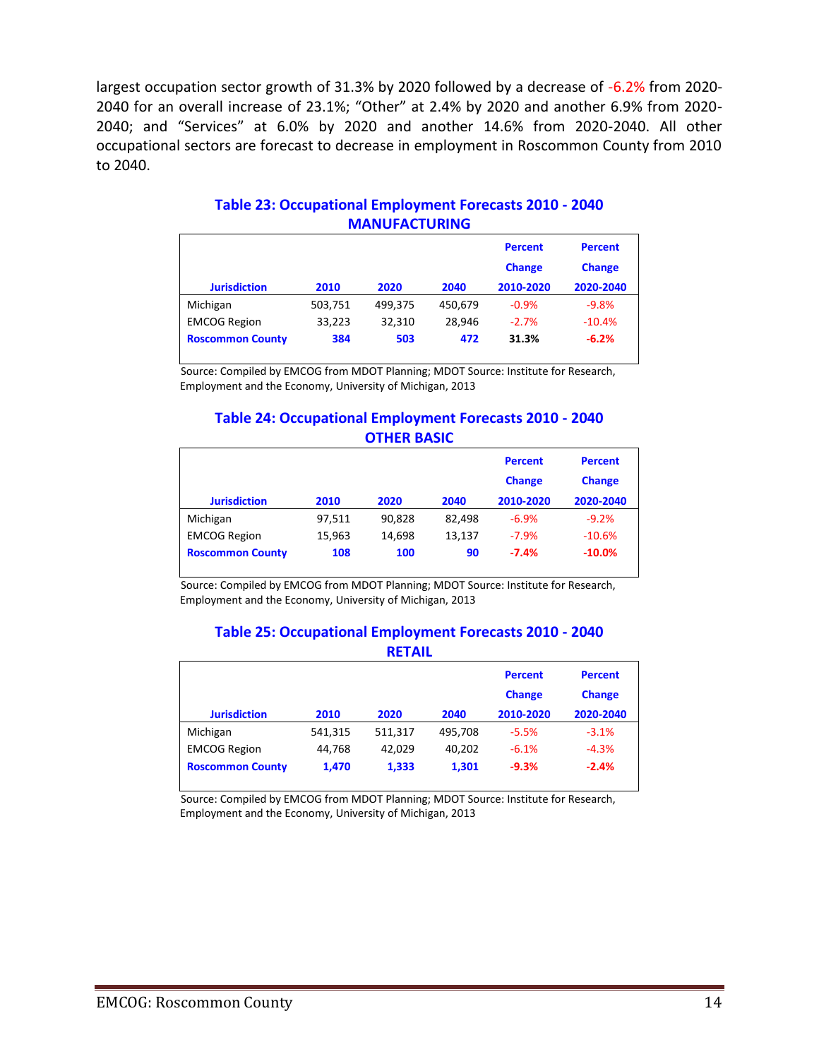largest occupation sector growth of 31.3% by 2020 followed by a decrease of -6.2% from 2020-2040 for an overall increase of 23.1%; “Other” at 2.4% by 2020 and another 6.9% from 2020-2040; and “Services” at 6.0% by 2020 and another 14.6% from 2020-2040. All other occupational sectors are forecast to decrease in employment in Roscommon County from 2010 to 2040.

### Table 23: Occupational Employment Forecasts 2010 - 2040 MANUFACTURING

| Jurisdiction | 2010 | 2020 | 2040 | Percent Change 2010-2020 | Percent Change 2020-2040 |
|---|---|---|---|---|---|
| Michigan | 503,751 | 499,375 | 450,679 | -0.9% | -9.8% |
| EMCOG Region | 33,223 | 32,310 | 28,946 | -2.7% | -10.4% |
| **Roscommon County** | **384** | **503** | **472** | **31.3%** | **-6.2%** |

Source: Compiled by EMCOG from MDOT Planning; MDOT Source: Institute for Research, Employment and the Economy, University of Michigan, 2013

### Table 24: Occupational Employment Forecasts 2010 - 2040 OTHER BASIC

| Jurisdiction | 2010 | 2020 | 2040 | Percent Change 2010-2020 | Percent Change 2020-2040 |
|---|---|---|---|---|---|
| Michigan | 97,511 | 90,828 | 82,498 | -6.9% | -9.2% |
| EMCOG Region | 15,963 | 14,698 | 13,137 | -7.9% | -10.6% |
| **Roscommon County** | **108** | **100** | **90** | **-7.4%** | **-10.0%** |

Source: Compiled by EMCOG from MDOT Planning; MDOT Source: Institute for Research, Employment and the Economy, University of Michigan, 2013

### Table 25: Occupational Employment Forecasts 2010 - 2040 RETAIL

| Jurisdiction | 2010 | 2020 | 2040 | Percent Change 2010-2020 | Percent Change 2020-2040 |
|---|---|---|---|---|---|
| Michigan | 541,315 | 511,317 | 495,708 | -5.5% | -3.1% |
| EMCOG Region | 44,768 | 42,029 | 40,202 | -6.1% | -4.3% |
| **Roscommon County** | **1,470** | **1,333** | **1,301** | **-9.3%** | **-2.4%** |

Source: Compiled by EMCOG from MDOT Planning; MDOT Source: Institute for Research, Employment and the Economy, University of Michigan, 2013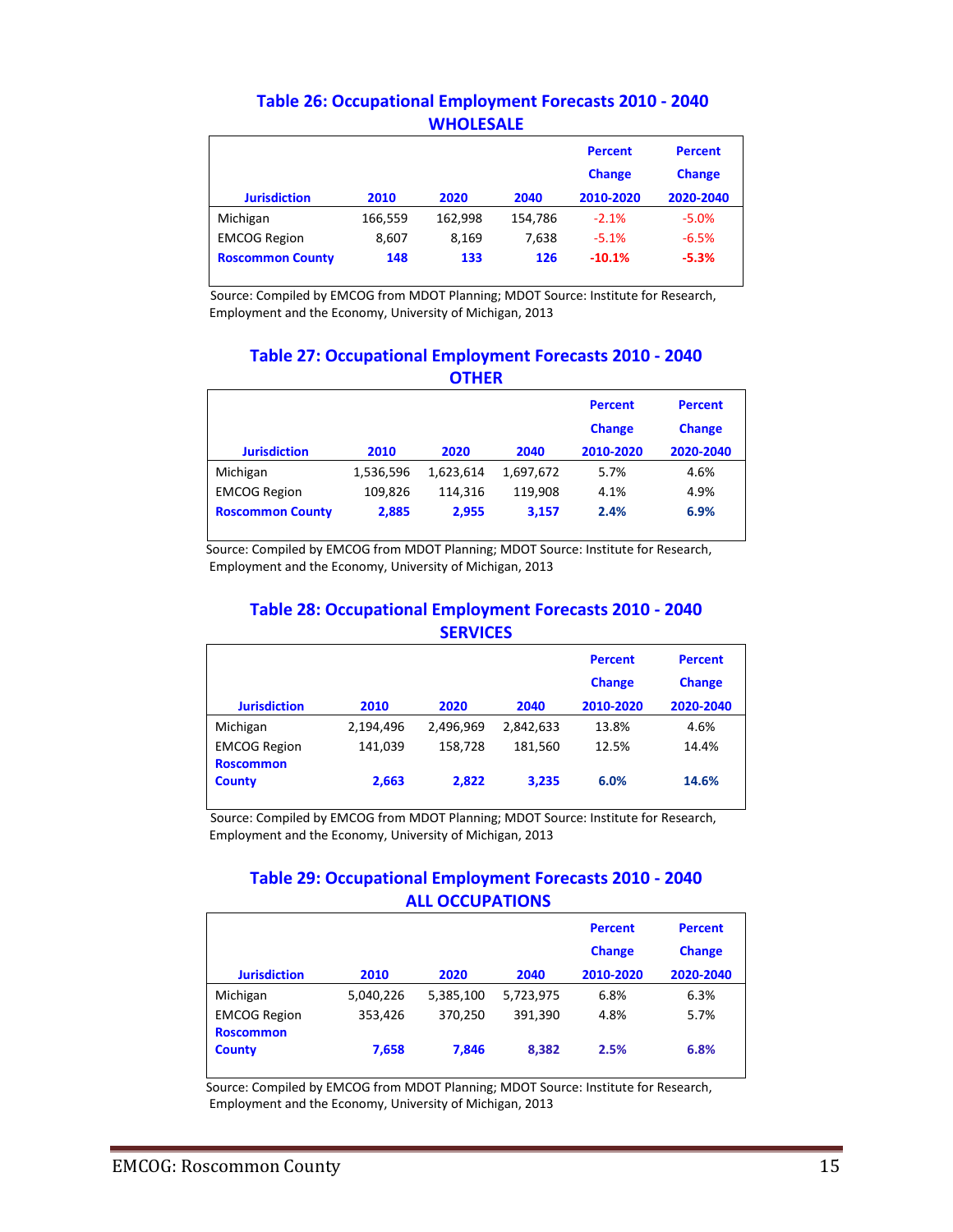### Table 26: Occupational Employment Forecasts 2010 - 2040
### WHOLESALE

| Jurisdiction | 2010 | 2020 | 2040 | Percent Change 2010-2020 | Percent Change 2020-2040 |
|---|---|---|---|---|---|
| Michigan | 166,559 | 162,998 | 154,786 | -2.1% | -5.0% |
| EMCOG Region | 8,607 | 8,169 | 7,638 | -5.1% | -6.5% |
| **Roscommon County** | **148** | **133** | **126** | **-10.1%** | **-5.3%** |

Source: Compiled by EMCOG from MDOT Planning; MDOT Source: Institute for Research, Employment and the Economy, University of Michigan, 2013

### Table 27: Occupational Employment Forecasts 2010 - 2040
### OTHER

| Jurisdiction | 2010 | 2020 | 2040 | Percent Change 2010-2020 | Percent Change 2020-2040 |
|---|---|---|---|---|---|
| Michigan | 1,536,596 | 1,623,614 | 1,697,672 | 5.7% | 4.6% |
| EMCOG Region | 109,826 | 114,316 | 119,908 | 4.1% | 4.9% |
| **Roscommon County** | **2,885** | **2,955** | **3,157** | **2.4%** | **6.9%** |

Source: Compiled by EMCOG from MDOT Planning; MDOT Source: Institute for Research, Employment and the Economy, University of Michigan, 2013

### Table 28: Occupational Employment Forecasts 2010 - 2040
### SERVICES

| Jurisdiction | 2010 | 2020 | 2040 | Percent Change 2010-2020 | Percent Change 2020-2040 |
|---|---|---|---|---|---|
| Michigan | 2,194,496 | 2,496,969 | 2,842,633 | 13.8% | 4.6% |
| EMCOG Region | 141,039 | 158,728 | 181,560 | 12.5% | 14.4% |
| **Roscommon County** | **2,663** | **2,822** | **3,235** | **6.0%** | **14.6%** |

Source: Compiled by EMCOG from MDOT Planning; MDOT Source: Institute for Research, Employment and the Economy, University of Michigan, 2013

### Table 29: Occupational Employment Forecasts 2010 - 2040
### ALL OCCUPATIONS

| Jurisdiction | 2010 | 2020 | 2040 | Percent Change 2010-2020 | Percent Change 2020-2040 |
|---|---|---|---|---|---|
| Michigan | 5,040,226 | 5,385,100 | 5,723,975 | 6.8% | 6.3% |
| EMCOG Region | 353,426 | 370,250 | 391,390 | 4.8% | 5.7% |
| **Roscommon County** | **7,658** | **7,846** | **8,382** | **2.5%** | **6.8%** |

Source: Compiled by EMCOG from MDOT Planning; MDOT Source: Institute for Research, Employment and the Economy, University of Michigan, 2013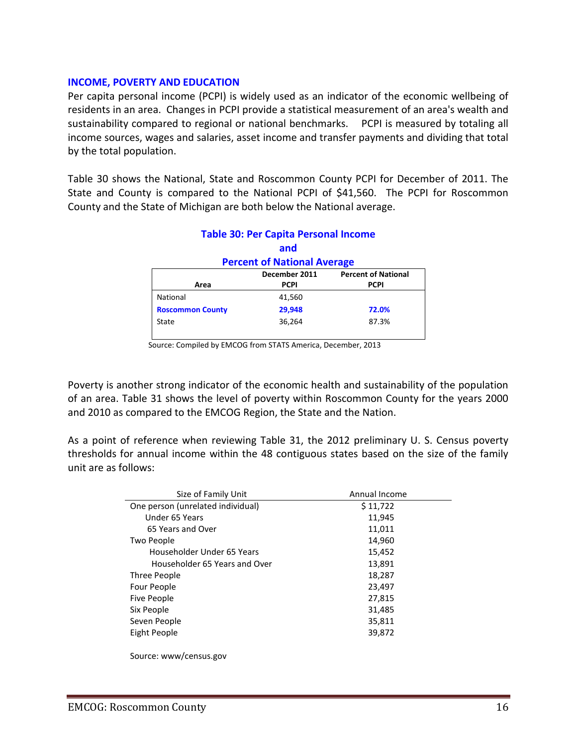## INCOME, POVERTY AND EDUCATION

Per capita personal income (PCPI) is widely used as an indicator of the economic wellbeing of residents in an area. Changes in PCPI provide a statistical measurement of an area's wealth and sustainability compared to regional or national benchmarks. PCPI is measured by totaling all income sources, wages and salaries, asset income and transfer payments and dividing that total by the total population.

Table 30 shows the National, State and Roscommon County PCPI for December of 2011. The State and County is compared to the National PCPI of $41,560. The PCPI for Roscommon County and the State of Michigan are both below the National average.

### Table 30: Per Capita Personal Income and Percent of National Average

| Area | December 2011 PCPI | Percent of National PCPI |
|---|---|---|
| National | 41,560 | |
| **Roscommon County** | **29,948** | **72.0%** |
| State | 36,264 | 87.3% |

Source: Compiled by EMCOG from STATS America, December, 2013

Poverty is another strong indicator of the economic health and sustainability of the population of an area. Table 31 shows the level of poverty within Roscommon County for the years 2000 and 2010 as compared to the EMCOG Region, the State and the Nation.

As a point of reference when reviewing Table 31, the 2012 preliminary U. S. Census poverty thresholds for annual income within the 48 contiguous states based on the size of the family unit are as follows:

| Size of Family Unit | Annual Income |
|---|---|
| One person (unrelated individual) | $ 11,722 |
| Under 65 Years | 11,945 |
| 65 Years and Over | 11,011 |
| Two People | 14,960 |
| Householder Under 65 Years | 15,452 |
| Householder 65 Years and Over | 13,891 |
| Three People | 18,287 |
| Four People | 23,497 |
| Five People | 27,815 |
| Six People | 31,485 |
| Seven People | 35,811 |
| Eight People | 39,872 |

Source: www/census.gov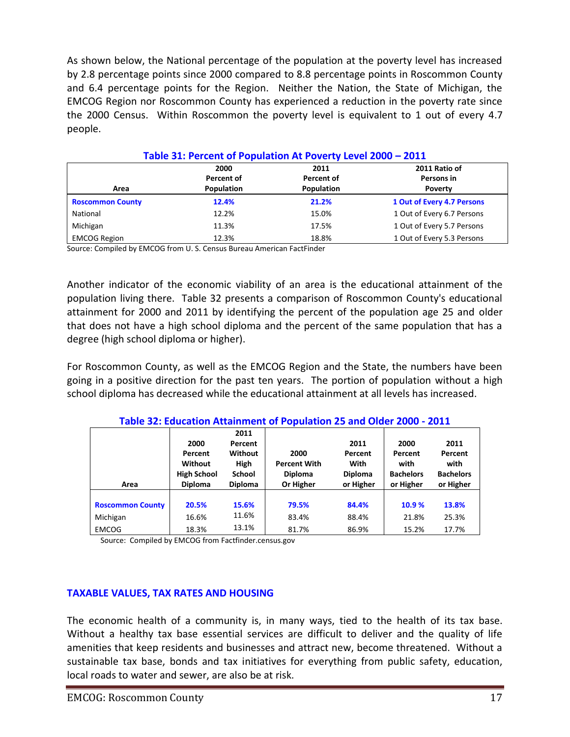As shown below, the National percentage of the population at the poverty level has increased by 2.8 percentage points since 2000 compared to 8.8 percentage points in Roscommon County and 6.4 percentage points for the Region. Neither the Nation, the State of Michigan, the EMCOG Region nor Roscommon County has experienced a reduction in the poverty rate since the 2000 Census. Within Roscommon the poverty level is equivalent to 1 out of every 4.7 people.

**Table 31: Percent of Population At Poverty Level 2000 – 2011**

| Area | 2000 Percent of Population | 2011 Percent of Population | 2011 Ratio of Persons in Poverty |
|---|---|---|---|
| **Roscommon County** | **12.4%** | **21.2%** | **1 Out of Every 4.7 Persons** |
| National | 12.2% | 15.0% | 1 Out of Every 6.7 Persons |
| Michigan | 11.3% | 17.5% | 1 Out of Every 5.7 Persons |
| EMCOG Region | 12.3% | 18.8% | 1 Out of Every 5.3 Persons |

Source: Compiled by EMCOG from U. S. Census Bureau American FactFinder

Another indicator of the economic viability of an area is the educational attainment of the population living there. Table 32 presents a comparison of Roscommon County's educational attainment for 2000 and 2011 by identifying the percent of the population age 25 and older that does not have a high school diploma and the percent of the same population that has a degree (high school diploma or higher).

For Roscommon County, as well as the EMCOG Region and the State, the numbers have been going in a positive direction for the past ten years. The portion of population without a high school diploma has decreased while the educational attainment at all levels has increased.

**Table 32: Education Attainment of Population 25 and Older 2000 - 2011**

| Area | 2000 Percent Without High School Diploma | 2011 Percent Without High School Diploma | 2000 Percent With Diploma Or Higher | 2011 Percent With Diploma or Higher | 2000 Percent with Bachelors or Higher | 2011 Percent with Bachelors or Higher |
|---|---|---|---|---|---|---|
| **Roscommon County** | **20.5%** | **15.6%** | **79.5%** | **84.4%** | **10.9 %** | **13.8%** |
| Michigan | 16.6% | 11.6% | 83.4% | 88.4% | 21.8% | 25.3% |
| EMCOG | 18.3% | 13.1% | 81.7% | 86.9% | 15.2% | 17.7% |

Source: Compiled by EMCOG from Factfinder.census.gov

## TAXABLE VALUES, TAX RATES AND HOUSING

The economic health of a community is, in many ways, tied to the health of its tax base. Without a healthy tax base essential services are difficult to deliver and the quality of life amenities that keep residents and businesses and attract new, become threatened. Without a sustainable tax base, bonds and tax initiatives for everything from public safety, education, local roads to water and sewer, are also be at risk.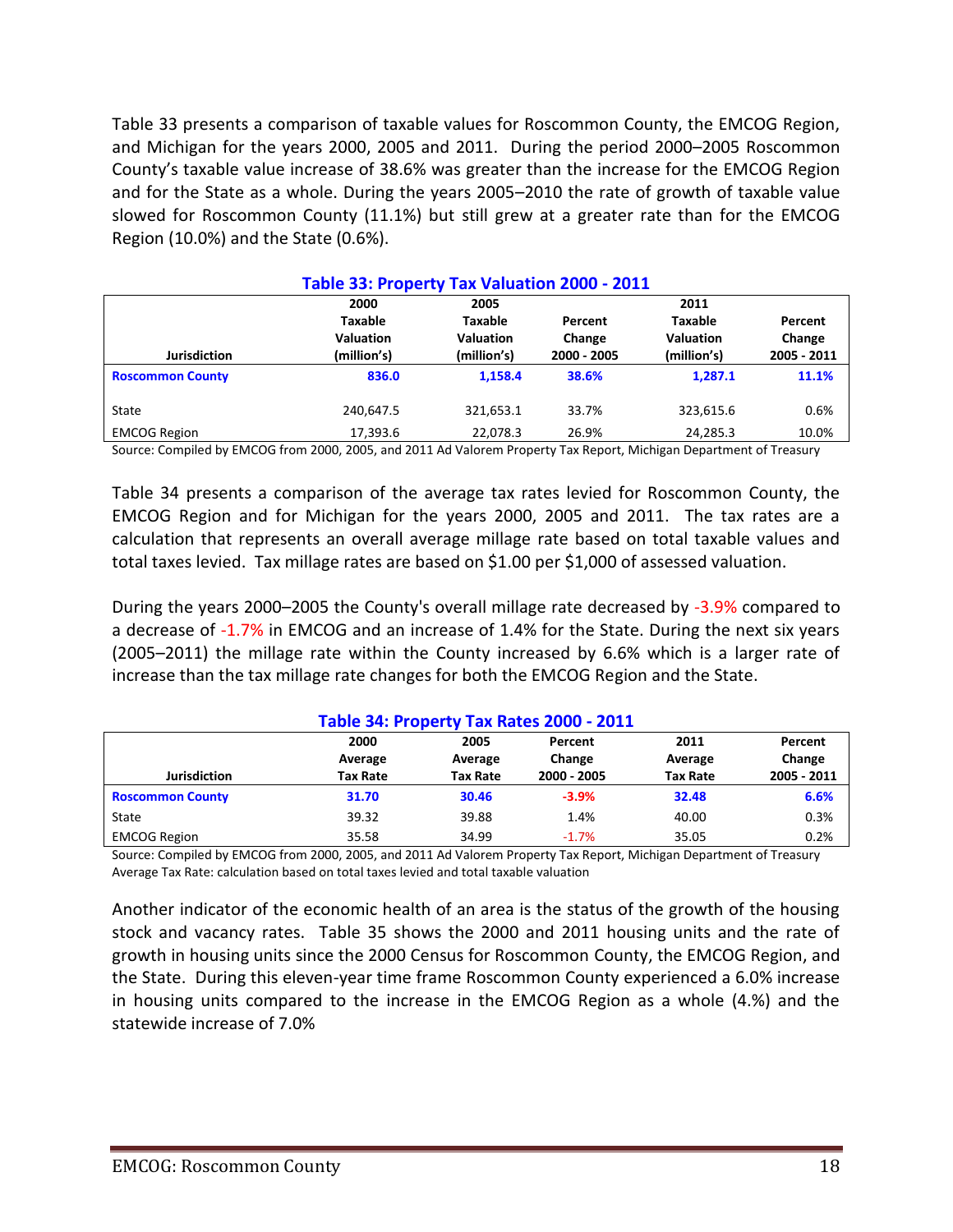Table 33 presents a comparison of taxable values for Roscommon County, the EMCOG Region, and Michigan for the years 2000, 2005 and 2011. During the period 2000–2005 Roscommon County's taxable value increase of 38.6% was greater than the increase for the EMCOG Region and for the State as a whole. During the years 2005–2010 the rate of growth of taxable value slowed for Roscommon County (11.1%) but still grew at a greater rate than for the EMCOG Region (10.0%) and the State (0.6%).

**Table 33: Property Tax Valuation 2000 - 2011**

| Jurisdiction | 2000 Taxable Valuation (million's) | 2005 Taxable Valuation (million's) | Percent Change 2000 - 2005 | 2011 Taxable Valuation (million's) | Percent Change 2005 - 2011 |
|---|---|---|---|---|---|
| **Roscommon County** | **836.0** | **1,158.4** | **38.6%** | **1,287.1** | **11.1%** |
| State | 240,647.5 | 321,653.1 | 33.7% | 323,615.6 | 0.6% |
| EMCOG Region | 17,393.6 | 22,078.3 | 26.9% | 24,285.3 | 10.0% |

Source: Compiled by EMCOG from 2000, 2005, and 2011 Ad Valorem Property Tax Report, Michigan Department of Treasury

Table 34 presents a comparison of the average tax rates levied for Roscommon County, the EMCOG Region and for Michigan for the years 2000, 2005 and 2011. The tax rates are a calculation that represents an overall average millage rate based on total taxable values and total taxes levied. Tax millage rates are based on $1.00 per $1,000 of assessed valuation.

During the years 2000–2005 the County's overall millage rate decreased by -3.9% compared to a decrease of -1.7% in EMCOG and an increase of 1.4% for the State. During the next six years (2005–2011) the millage rate within the County increased by 6.6% which is a larger rate of increase than the tax millage rate changes for both the EMCOG Region and the State.

**Table 34: Property Tax Rates 2000 - 2011**

| Jurisdiction | 2000 Average Tax Rate | 2005 Average Tax Rate | Percent Change 2000 - 2005 | 2011 Average Tax Rate | Percent Change 2005 - 2011 |
|---|---|---|---|---|---|
| **Roscommon County** | **31.70** | **30.46** | **-3.9%** | **32.48** | **6.6%** |
| State | 39.32 | 39.88 | 1.4% | 40.00 | 0.3% |
| EMCOG Region | 35.58 | 34.99 | -1.7% | 35.05 | 0.2% |

Source: Compiled by EMCOG from 2000, 2005, and 2011 Ad Valorem Property Tax Report, Michigan Department of Treasury
Average Tax Rate: calculation based on total taxes levied and total taxable valuation

Another indicator of the economic health of an area is the status of the growth of the housing stock and vacancy rates. Table 35 shows the 2000 and 2011 housing units and the rate of growth in housing units since the 2000 Census for Roscommon County, the EMCOG Region, and the State. During this eleven-year time frame Roscommon County experienced a 6.0% increase in housing units compared to the increase in the EMCOG Region as a whole (4.%) and the statewide increase of 7.0%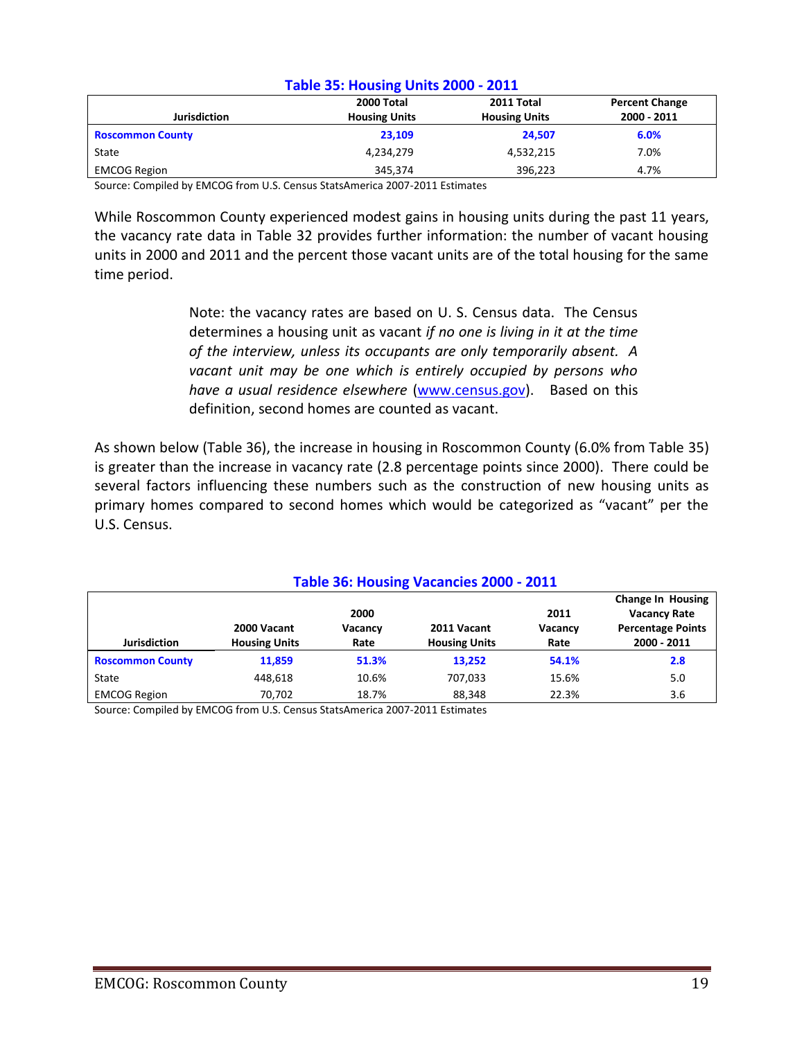### Table 35: Housing Units 2000 - 2011

| Jurisdiction | 2000 Total Housing Units | 2011 Total Housing Units | Percent Change 2000 - 2011 |
|---|---|---|---|
| **Roscommon County** | **23,109** | **24,507** | **6.0%** |
| State | 4,234,279 | 4,532,215 | 7.0% |
| EMCOG Region | 345,374 | 396,223 | 4.7% |

Source: Compiled by EMCOG from U.S. Census StatsAmerica 2007-2011 Estimates

While Roscommon County experienced modest gains in housing units during the past 11 years, the vacancy rate data in Table 32 provides further information: the number of vacant housing units in 2000 and 2011 and the percent those vacant units are of the total housing for the same time period.

> Note: the vacancy rates are based on U. S. Census data. The Census determines a housing unit as vacant *if no one is living in it at the time of the interview, unless its occupants are only temporarily absent. A vacant unit may be one which is entirely occupied by persons who have a usual residence elsewhere* (www.census.gov). Based on this definition, second homes are counted as vacant.

As shown below (Table 36), the increase in housing in Roscommon County (6.0% from Table 35) is greater than the increase in vacancy rate (2.8 percentage points since 2000). There could be several factors influencing these numbers such as the construction of new housing units as primary homes compared to second homes which would be categorized as "vacant" per the U.S. Census.

### Table 36: Housing Vacancies 2000 - 2011

| Jurisdiction | 2000 Vacant Housing Units | 2000 Vacancy Rate | 2011 Vacant Housing Units | 2011 Vacancy Rate | Change In Housing Vacancy Rate Percentage Points 2000 - 2011 |
|---|---|---|---|---|---|
| **Roscommon County** | **11,859** | **51.3%** | **13,252** | **54.1%** | **2.8** |
| State | 448,618 | 10.6% | 707,033 | 15.6% | 5.0 |
| EMCOG Region | 70,702 | 18.7% | 88,348 | 22.3% | 3.6 |

Source: Compiled by EMCOG from U.S. Census StatsAmerica 2007-2011 Estimates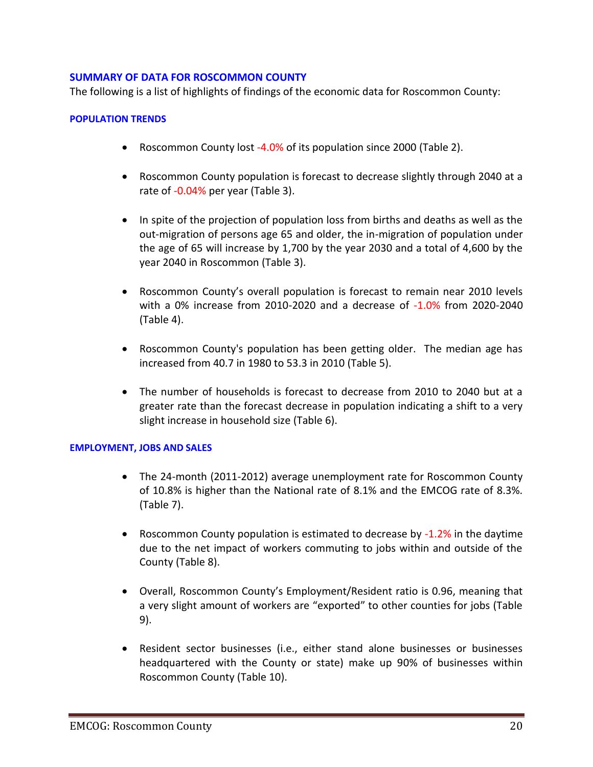## SUMMARY OF DATA FOR ROSCOMMON COUNTY

The following is a list of highlights of findings of the economic data for Roscommon County:

### POPULATION TRENDS

- Roscommon County lost -4.0% of its population since 2000 (Table 2).
- Roscommon County population is forecast to decrease slightly through 2040 at a rate of -0.04% per year (Table 3).
- In spite of the projection of population loss from births and deaths as well as the out-migration of persons age 65 and older, the in-migration of population under the age of 65 will increase by 1,700 by the year 2030 and a total of 4,600 by the year 2040 in Roscommon (Table 3).
- Roscommon County's overall population is forecast to remain near 2010 levels with a 0% increase from 2010-2020 and a decrease of -1.0% from 2020-2040 (Table 4).
- Roscommon County's population has been getting older. The median age has increased from 40.7 in 1980 to 53.3 in 2010 (Table 5).
- The number of households is forecast to decrease from 2010 to 2040 but at a greater rate than the forecast decrease in population indicating a shift to a very slight increase in household size (Table 6).

### EMPLOYMENT, JOBS AND SALES

- The 24-month (2011-2012) average unemployment rate for Roscommon County of 10.8% is higher than the National rate of 8.1% and the EMCOG rate of 8.3%. (Table 7).
- Roscommon County population is estimated to decrease by -1.2% in the daytime due to the net impact of workers commuting to jobs within and outside of the County (Table 8).
- Overall, Roscommon County's Employment/Resident ratio is 0.96, meaning that a very slight amount of workers are "exported" to other counties for jobs (Table 9).
- Resident sector businesses (i.e., either stand alone businesses or businesses headquartered with the County or state) make up 90% of businesses within Roscommon County (Table 10).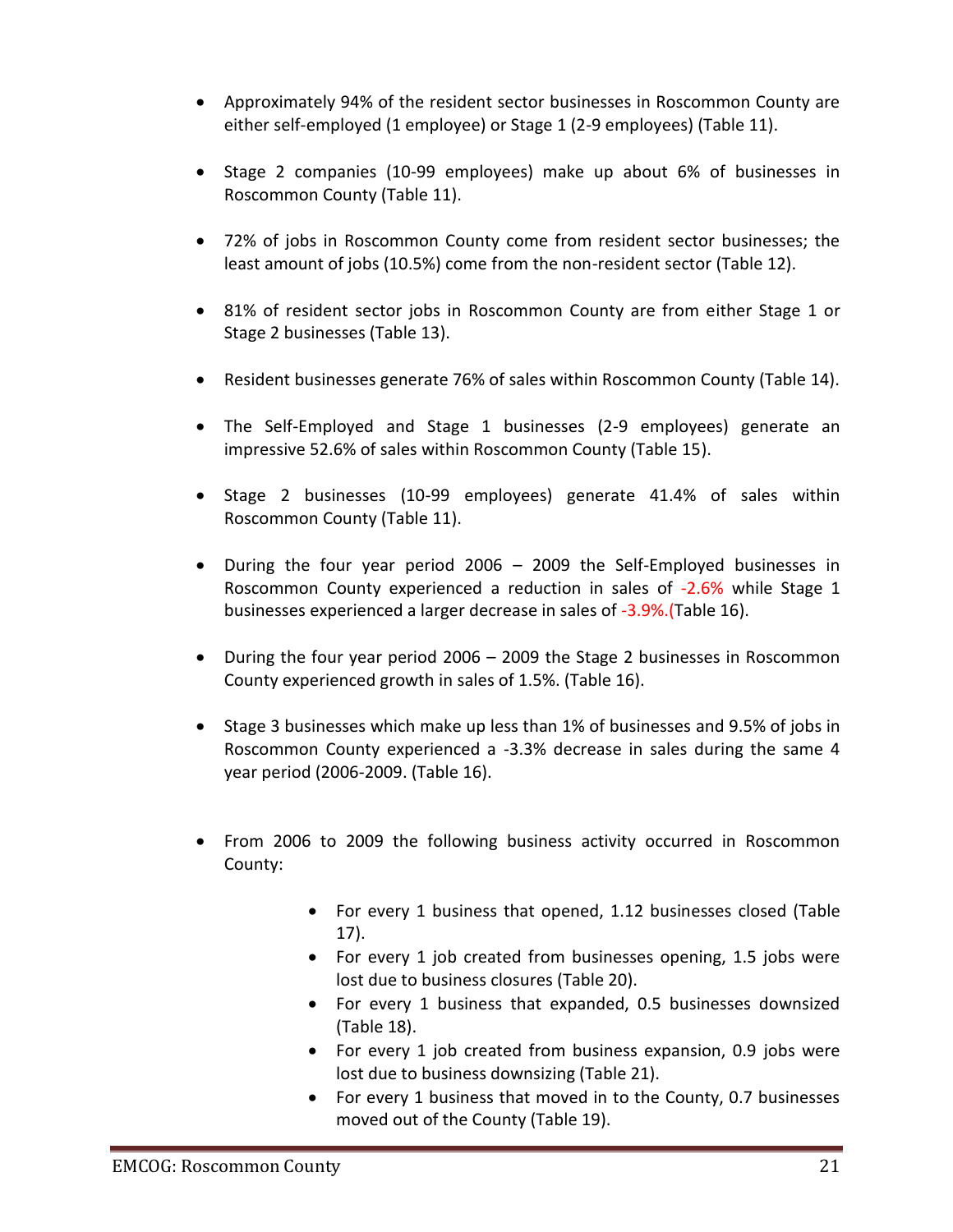- Approximately 94% of the resident sector businesses in Roscommon County are either self-employed (1 employee) or Stage 1 (2-9 employees) (Table 11).

- Stage 2 companies (10-99 employees) make up about 6% of businesses in Roscommon County (Table 11).

- 72% of jobs in Roscommon County come from resident sector businesses; the least amount of jobs (10.5%) come from the non-resident sector (Table 12).

- 81% of resident sector jobs in Roscommon County are from either Stage 1 or Stage 2 businesses (Table 13).

- Resident businesses generate 76% of sales within Roscommon County (Table 14).

- The Self-Employed and Stage 1 businesses (2-9 employees) generate an impressive 52.6% of sales within Roscommon County (Table 15).

- Stage 2 businesses (10-99 employees) generate 41.4% of sales within Roscommon County (Table 11).

- During the four year period 2006 – 2009 the Self-Employed businesses in Roscommon County experienced a reduction in sales of -2.6% while Stage 1 businesses experienced a larger decrease in sales of -3.9%.(Table 16).

- During the four year period 2006 – 2009 the Stage 2 businesses in Roscommon County experienced growth in sales of 1.5%. (Table 16).

- Stage 3 businesses which make up less than 1% of businesses and 9.5% of jobs in Roscommon County experienced a -3.3% decrease in sales during the same 4 year period (2006-2009. (Table 16).

- From 2006 to 2009 the following business activity occurred in Roscommon County:

  - For every 1 business that opened, 1.12 businesses closed (Table 17).
  - For every 1 job created from businesses opening, 1.5 jobs were lost due to business closures (Table 20).
  - For every 1 business that expanded, 0.5 businesses downsized (Table 18).
  - For every 1 job created from business expansion, 0.9 jobs were lost due to business downsizing (Table 21).
  - For every 1 business that moved in to the County, 0.7 businesses moved out of the County (Table 19).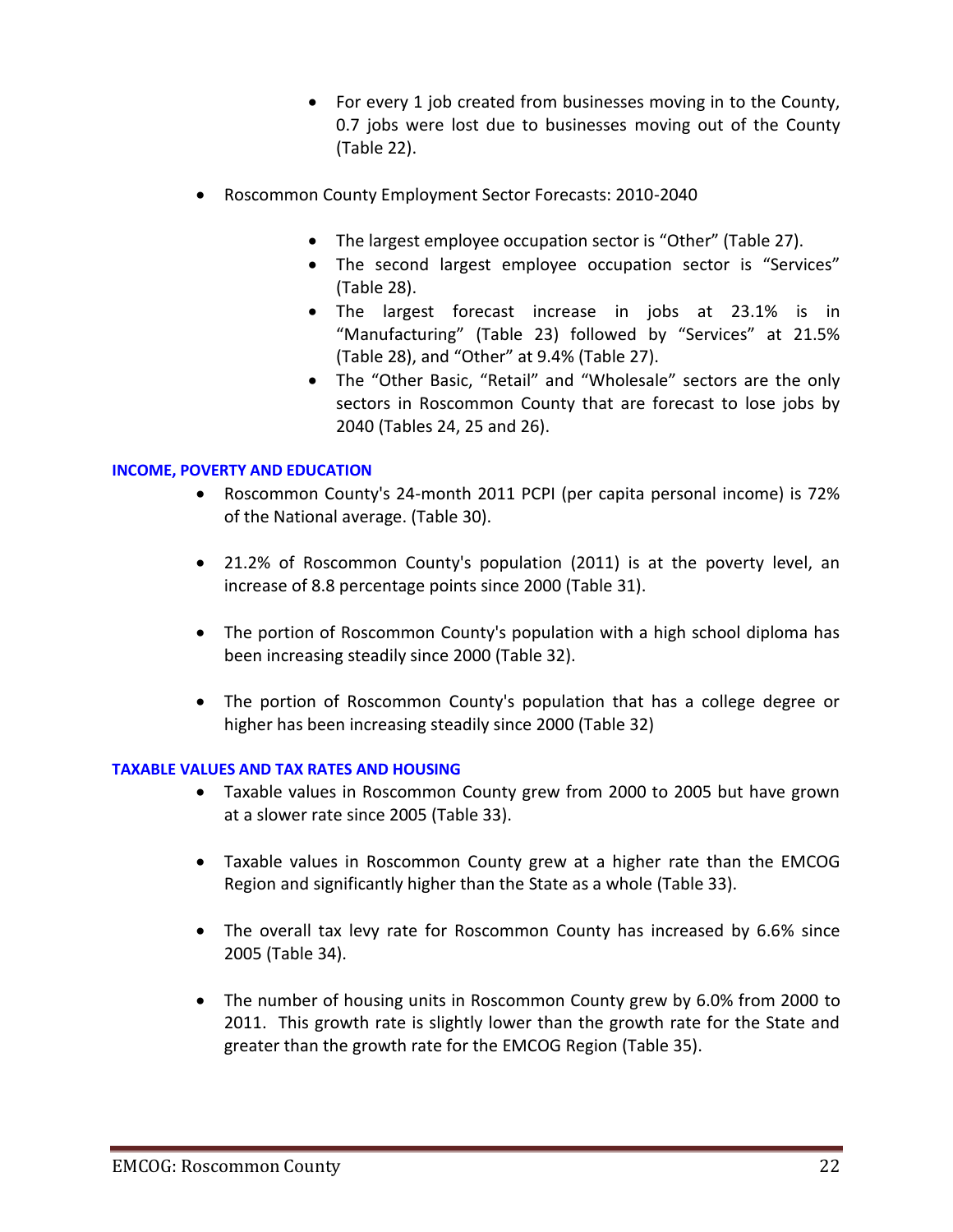- For every 1 job created from businesses moving in to the County, 0.7 jobs were lost due to businesses moving out of the County (Table 22).

- Roscommon County Employment Sector Forecasts: 2010-2040

  - The largest employee occupation sector is "Other" (Table 27).
  - The second largest employee occupation sector is "Services" (Table 28).
  - The largest forecast increase in jobs at 23.1% is in "Manufacturing" (Table 23) followed by "Services" at 21.5% (Table 28), and "Other" at 9.4% (Table 27).
  - The "Other Basic, "Retail" and "Wholesale" sectors are the only sectors in Roscommon County that are forecast to lose jobs by 2040 (Tables 24, 25 and 26).

**INCOME, POVERTY AND EDUCATION**

- Roscommon County's 24-month 2011 PCPI (per capita personal income) is 72% of the National average. (Table 30).

- 21.2% of Roscommon County's population (2011) is at the poverty level, an increase of 8.8 percentage points since 2000 (Table 31).

- The portion of Roscommon County's population with a high school diploma has been increasing steadily since 2000 (Table 32).

- The portion of Roscommon County's population that has a college degree or higher has been increasing steadily since 2000 (Table 32)

**TAXABLE VALUES AND TAX RATES AND HOUSING**

- Taxable values in Roscommon County grew from 2000 to 2005 but have grown at a slower rate since 2005 (Table 33).

- Taxable values in Roscommon County grew at a higher rate than the EMCOG Region and significantly higher than the State as a whole (Table 33).

- The overall tax levy rate for Roscommon County has increased by 6.6% since 2005 (Table 34).

- The number of housing units in Roscommon County grew by 6.0% from 2000 to 2011. This growth rate is slightly lower than the growth rate for the State and greater than the growth rate for the EMCOG Region (Table 35).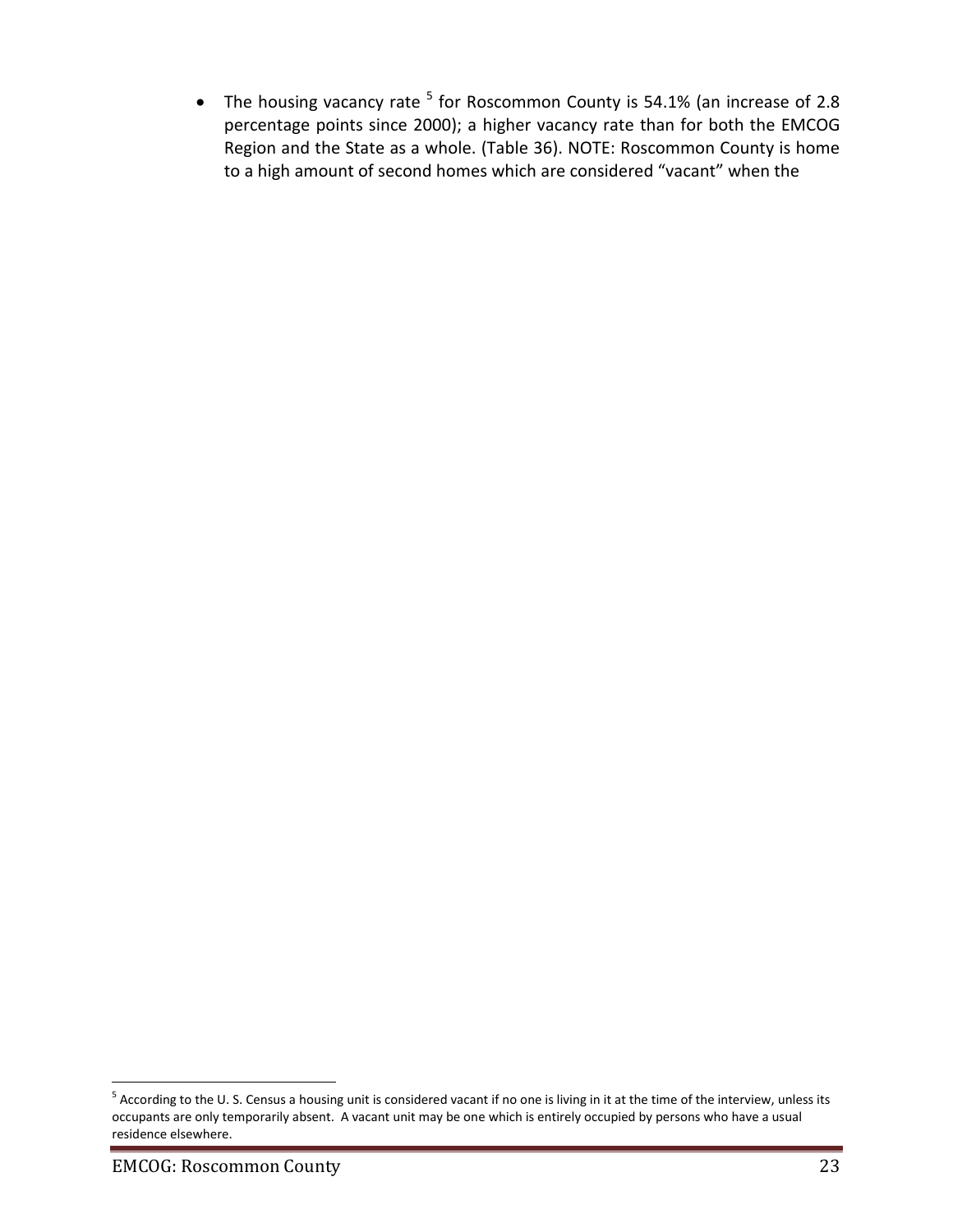- The housing vacancy rate [5] for Roscommon County is 54.1% (an increase of 2.8 percentage points since 2000); a higher vacancy rate than for both the EMCOG Region and the State as a whole. (Table 36). NOTE: Roscommon County is home to a high amount of second homes which are considered "vacant" when the

[5] According to the U. S. Census a housing unit is considered vacant if no one is living in it at the time of the interview, unless its occupants are only temporarily absent. A vacant unit may be one which is entirely occupied by persons who have a usual residence elsewhere.